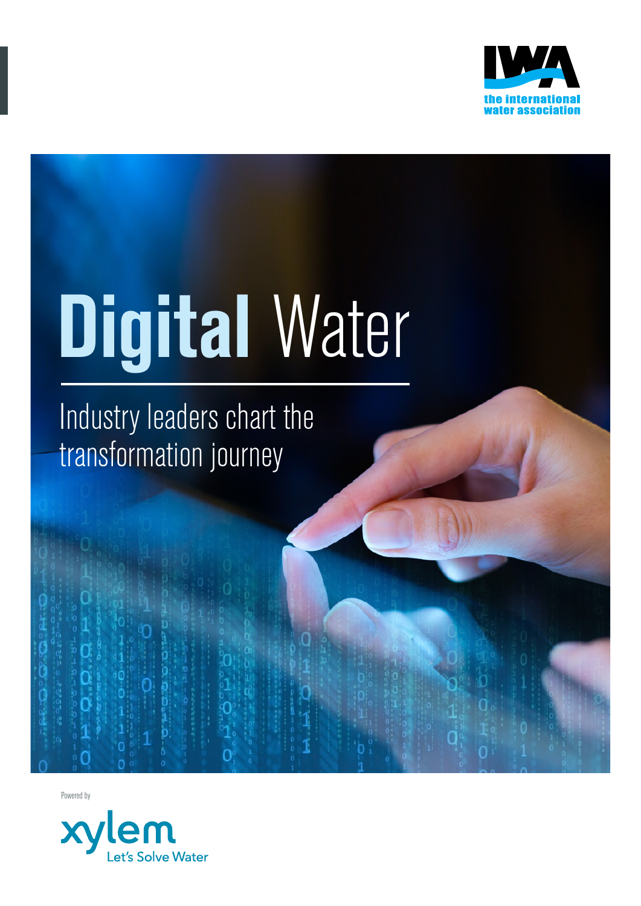the international water association

# Digital Water

## Industry leaders chart the transformation journey

Powered by

xylem

Let's Solve Water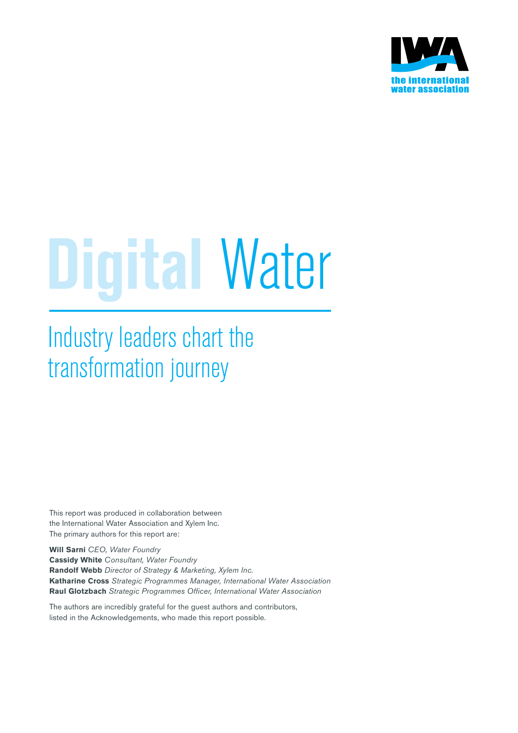the international water association

# Digital Water

## Industry leaders chart the transformation journey

This report was produced in collaboration between the International Water Association and Xylem Inc. The primary authors for this report are:

**Will Sarni** *CEO, Water Foundry*  
**Cassidy White** *Consultant, Water Foundry*  
**Randolf Webb** *Director of Strategy & Marketing, Xylem Inc.*  
**Katharine Cross** *Strategic Programmes Manager, International Water Association*  
**Raul Glotzbach** *Strategic Programmes Officer, International Water Association*

The authors are incredibly grateful for the guest authors and contributors, listed in the Acknowledgements, who made this report possible.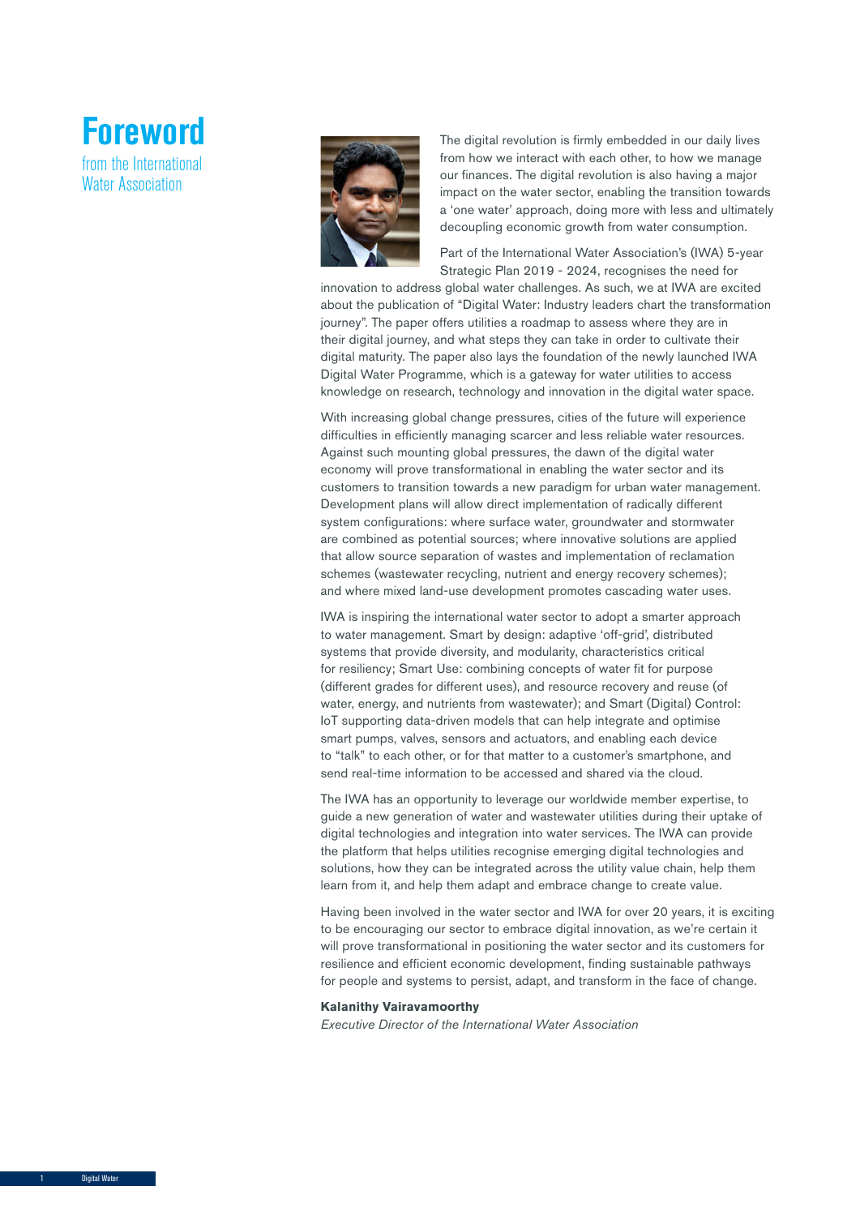# Foreword

## from the International Water Association

The digital revolution is firmly embedded in our daily lives from how we interact with each other, to how we manage our finances. The digital revolution is also having a major impact on the water sector, enabling the transition towards a 'one water' approach, doing more with less and ultimately decoupling economic growth from water consumption.

Part of the International Water Association's (IWA) 5-year Strategic Plan 2019 - 2024, recognises the need for innovation to address global water challenges. As such, we at IWA are excited about the publication of "Digital Water: Industry leaders chart the transformation journey". The paper offers utilities a roadmap to assess where they are in their digital journey, and what steps they can take in order to cultivate their digital maturity. The paper also lays the foundation of the newly launched IWA Digital Water Programme, which is a gateway for water utilities to access knowledge on research, technology and innovation in the digital water space.

With increasing global change pressures, cities of the future will experience difficulties in efficiently managing scarcer and less reliable water resources. Against such mounting global pressures, the dawn of the digital water economy will prove transformational in enabling the water sector and its customers to transition towards a new paradigm for urban water management. Development plans will allow direct implementation of radically different system configurations: where surface water, groundwater and stormwater are combined as potential sources; where innovative solutions are applied that allow source separation of wastes and implementation of reclamation schemes (wastewater recycling, nutrient and energy recovery schemes); and where mixed land-use development promotes cascading water uses.

IWA is inspiring the international water sector to adopt a smarter approach to water management. Smart by design: adaptive 'off-grid', distributed systems that provide diversity, and modularity, characteristics critical for resiliency; Smart Use: combining concepts of water fit for purpose (different grades for different uses), and resource recovery and reuse (of water, energy, and nutrients from wastewater); and Smart (Digital) Control: IoT supporting data-driven models that can help integrate and optimise smart pumps, valves, sensors and actuators, and enabling each device to "talk" to each other, or for that matter to a customer's smartphone, and send real-time information to be accessed and shared via the cloud.

The IWA has an opportunity to leverage our worldwide member expertise, to guide a new generation of water and wastewater utilities during their uptake of digital technologies and integration into water services. The IWA can provide the platform that helps utilities recognise emerging digital technologies and solutions, how they can be integrated across the utility value chain, help them learn from it, and help them adapt and embrace change to create value.

Having been involved in the water sector and IWA for over 20 years, it is exciting to be encouraging our sector to embrace digital innovation, as we're certain it will prove transformational in positioning the water sector and its customers for resilience and efficient economic development, finding sustainable pathways for people and systems to persist, adapt, and transform in the face of change.

**Kalanithy Vairavamoorthy**
*Executive Director of the International Water Association*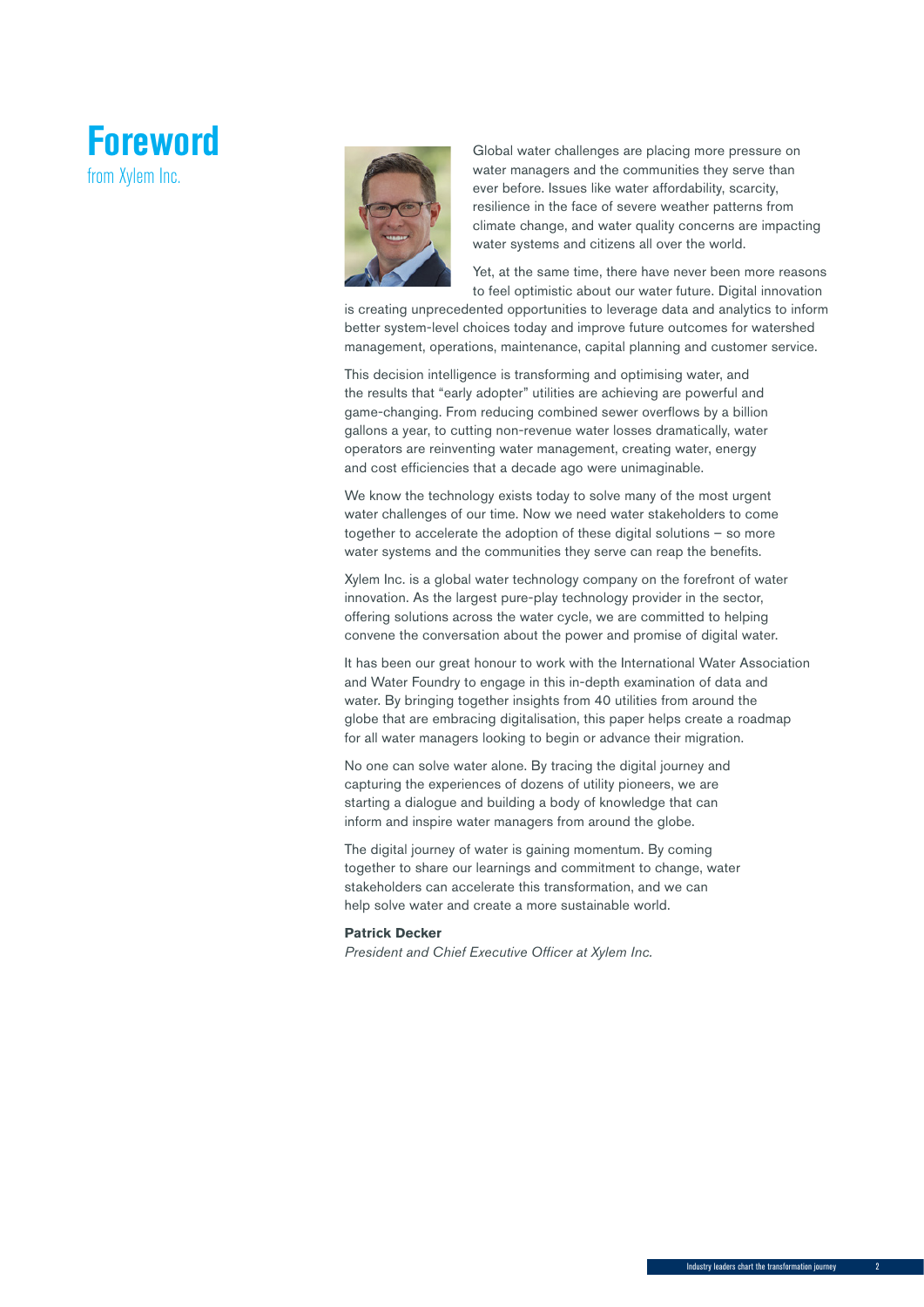# Foreword

from Xylem Inc.

Global water challenges are placing more pressure on water managers and the communities they serve than ever before. Issues like water affordability, scarcity, resilience in the face of severe weather patterns from climate change, and water quality concerns are impacting water systems and citizens all over the world.

Yet, at the same time, there have never been more reasons to feel optimistic about our water future. Digital innovation is creating unprecedented opportunities to leverage data and analytics to inform better system-level choices today and improve future outcomes for watershed management, operations, maintenance, capital planning and customer service.

This decision intelligence is transforming and optimising water, and the results that "early adopter" utilities are achieving are powerful and game-changing. From reducing combined sewer overflows by a billion gallons a year, to cutting non-revenue water losses dramatically, water operators are reinventing water management, creating water, energy and cost efficiencies that a decade ago were unimaginable.

We know the technology exists today to solve many of the most urgent water challenges of our time. Now we need water stakeholders to come together to accelerate the adoption of these digital solutions – so more water systems and the communities they serve can reap the benefits.

Xylem Inc. is a global water technology company on the forefront of water innovation. As the largest pure-play technology provider in the sector, offering solutions across the water cycle, we are committed to helping convene the conversation about the power and promise of digital water.

It has been our great honour to work with the International Water Association and Water Foundry to engage in this in-depth examination of data and water. By bringing together insights from 40 utilities from around the globe that are embracing digitalisation, this paper helps create a roadmap for all water managers looking to begin or advance their migration.

No one can solve water alone. By tracing the digital journey and capturing the experiences of dozens of utility pioneers, we are starting a dialogue and building a body of knowledge that can inform and inspire water managers from around the globe.

The digital journey of water is gaining momentum. By coming together to share our learnings and commitment to change, water stakeholders can accelerate this transformation, and we can help solve water and create a more sustainable world.

**Patrick Decker**

*President and Chief Executive Officer at Xylem Inc.*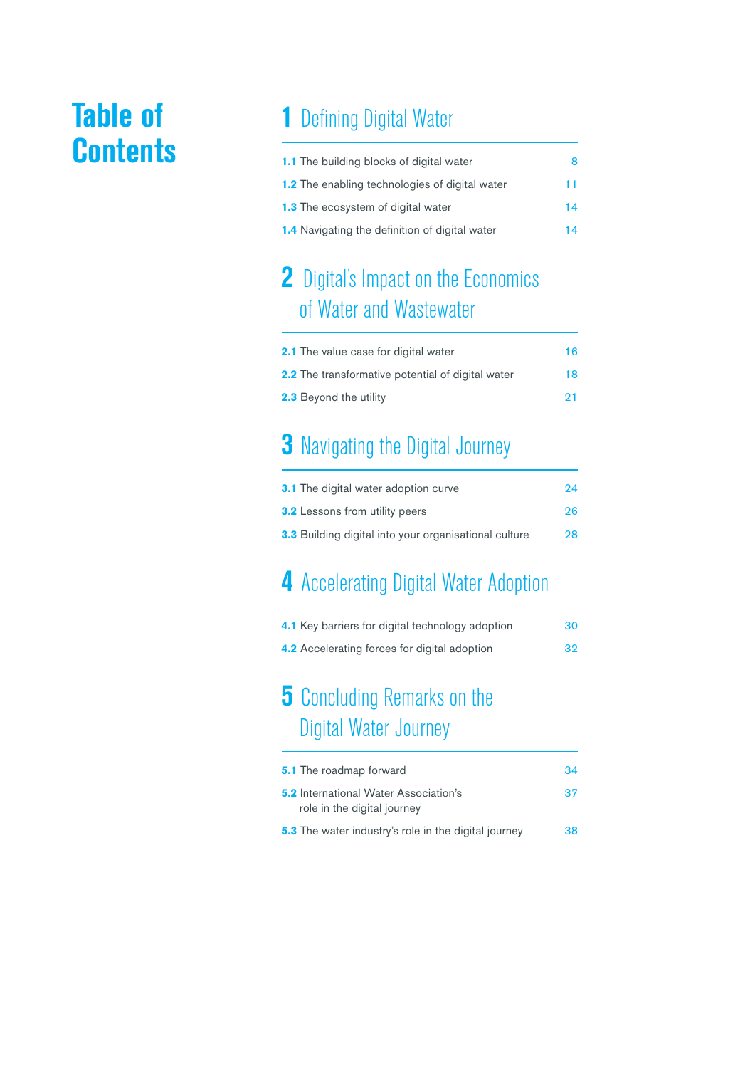# Table of Contents

## 1 Defining Digital Water

| | |
|---|---|
| **1.1** The building blocks of digital water | 8 |
| **1.2** The enabling technologies of digital water | 11 |
| **1.3** The ecosystem of digital water | 14 |
| **1.4** Navigating the definition of digital water | 14 |

## 2 Digital's Impact on the Economics of Water and Wastewater

| | |
|---|---|
| **2.1** The value case for digital water | 16 |
| **2.2** The transformative potential of digital water | 18 |
| **2.3** Beyond the utility | 21 |

## 3 Navigating the Digital Journey

| | |
|---|---|
| **3.1** The digital water adoption curve | 24 |
| **3.2** Lessons from utility peers | 26 |
| **3.3** Building digital into your organisational culture | 28 |

## 4 Accelerating Digital Water Adoption

| | |
|---|---|
| **4.1** Key barriers for digital technology adoption | 30 |
| **4.2** Accelerating forces for digital adoption | 32 |

## 5 Concluding Remarks on the Digital Water Journey

| | |
|---|---|
| **5.1** The roadmap forward | 34 |
| **5.2** International Water Association's role in the digital journey | 37 |
| **5.3** The water industry's role in the digital journey | 38 |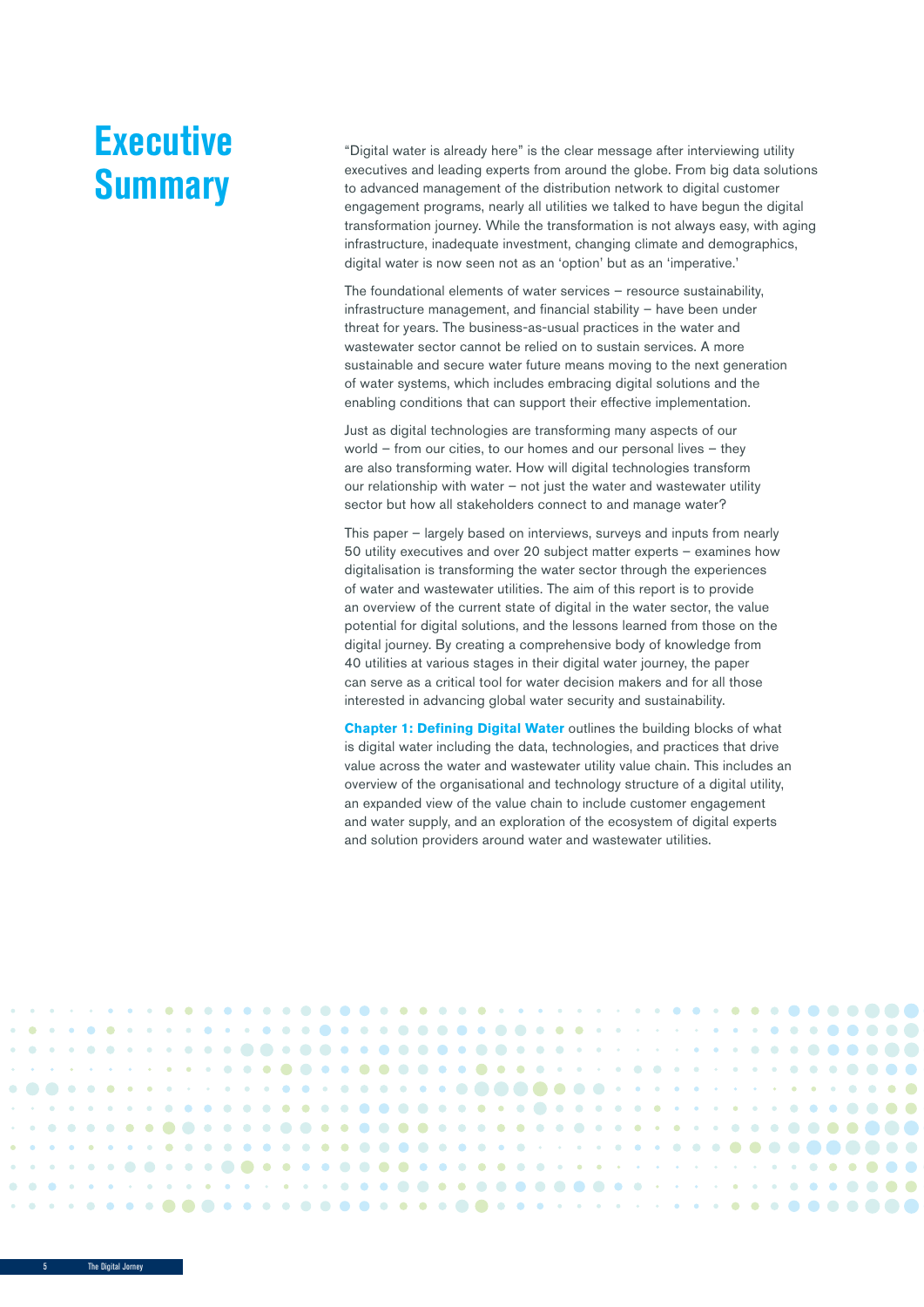# Executive Summary

"Digital water is already here" is the clear message after interviewing utility executives and leading experts from around the globe. From big data solutions to advanced management of the distribution network to digital customer engagement programs, nearly all utilities we talked to have begun the digital transformation journey. While the transformation is not always easy, with aging infrastructure, inadequate investment, changing climate and demographics, digital water is now seen not as an 'option' but as an 'imperative.'

The foundational elements of water services – resource sustainability, infrastructure management, and financial stability – have been under threat for years. The business-as-usual practices in the water and wastewater sector cannot be relied on to sustain services. A more sustainable and secure water future means moving to the next generation of water systems, which includes embracing digital solutions and the enabling conditions that can support their effective implementation.

Just as digital technologies are transforming many aspects of our world – from our cities, to our homes and our personal lives – they are also transforming water. How will digital technologies transform our relationship with water – not just the water and wastewater utility sector but how all stakeholders connect to and manage water?

This paper – largely based on interviews, surveys and inputs from nearly 50 utility executives and over 20 subject matter experts – examines how digitalisation is transforming the water sector through the experiences of water and wastewater utilities. The aim of this report is to provide an overview of the current state of digital in the water sector, the value potential for digital solutions, and the lessons learned from those on the digital journey. By creating a comprehensive body of knowledge from 40 utilities at various stages in their digital water journey, the paper can serve as a critical tool for water decision makers and for all those interested in advancing global water security and sustainability.

**Chapter 1: Defining Digital Water** outlines the building blocks of what is digital water including the data, technologies, and practices that drive value across the water and wastewater utility value chain. This includes an overview of the organisational and technology structure of a digital utility, an expanded view of the value chain to include customer engagement and water supply, and an exploration of the ecosystem of digital experts and solution providers around water and wastewater utilities.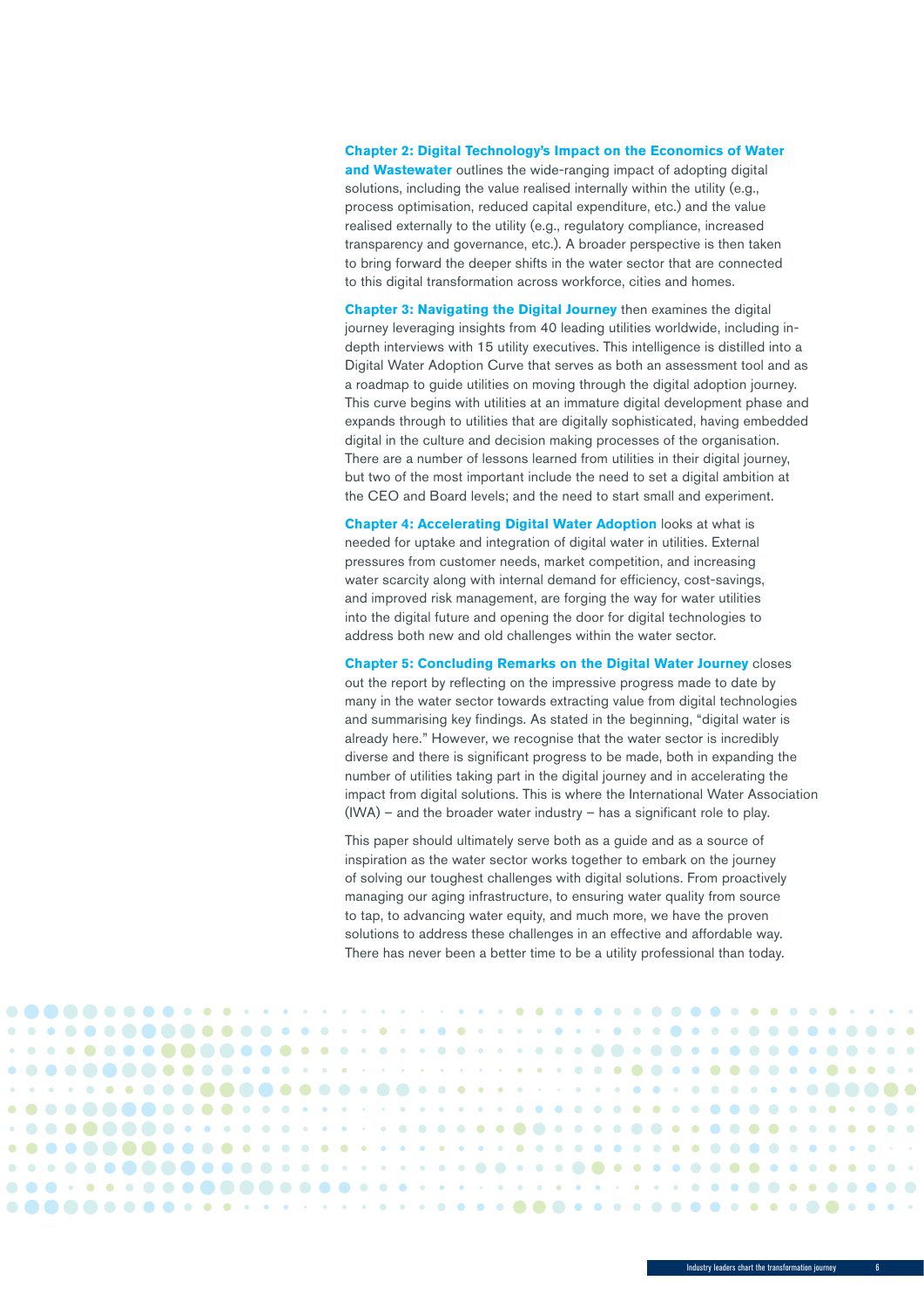**Chapter 2: Digital Technology's Impact on the Economics of Water and Wastewater** outlines the wide-ranging impact of adopting digital solutions, including the value realised internally within the utility (e.g., process optimisation, reduced capital expenditure, etc.) and the value realised externally to the utility (e.g., regulatory compliance, increased transparency and governance, etc.). A broader perspective is then taken to bring forward the deeper shifts in the water sector that are connected to this digital transformation across workforce, cities and homes.

**Chapter 3: Navigating the Digital Journey** then examines the digital journey leveraging insights from 40 leading utilities worldwide, including in-depth interviews with 15 utility executives. This intelligence is distilled into a Digital Water Adoption Curve that serves as both an assessment tool and as a roadmap to guide utilities on moving through the digital adoption journey. This curve begins with utilities at an immature digital development phase and expands through to utilities that are digitally sophisticated, having embedded digital in the culture and decision making processes of the organisation. There are a number of lessons learned from utilities in their digital journey, but two of the most important include the need to set a digital ambition at the CEO and Board levels; and the need to start small and experiment.

**Chapter 4: Accelerating Digital Water Adoption** looks at what is needed for uptake and integration of digital water in utilities. External pressures from customer needs, market competition, and increasing water scarcity along with internal demand for efficiency, cost-savings, and improved risk management, are forging the way for water utilities into the digital future and opening the door for digital technologies to address both new and old challenges within the water sector.

**Chapter 5: Concluding Remarks on the Digital Water Journey** closes out the report by reflecting on the impressive progress made to date by many in the water sector towards extracting value from digital technologies and summarising key findings. As stated in the beginning, "digital water is already here." However, we recognise that the water sector is incredibly diverse and there is significant progress to be made, both in expanding the number of utilities taking part in the digital journey and in accelerating the impact from digital solutions. This is where the International Water Association (IWA) – and the broader water industry – has a significant role to play.

This paper should ultimately serve both as a guide and as a source of inspiration as the water sector works together to embark on the journey of solving our toughest challenges with digital solutions. From proactively managing our aging infrastructure, to ensuring water quality from source to tap, to advancing water equity, and much more, we have the proven solutions to address these challenges in an effective and affordable way. There has never been a better time to be a utility professional than today.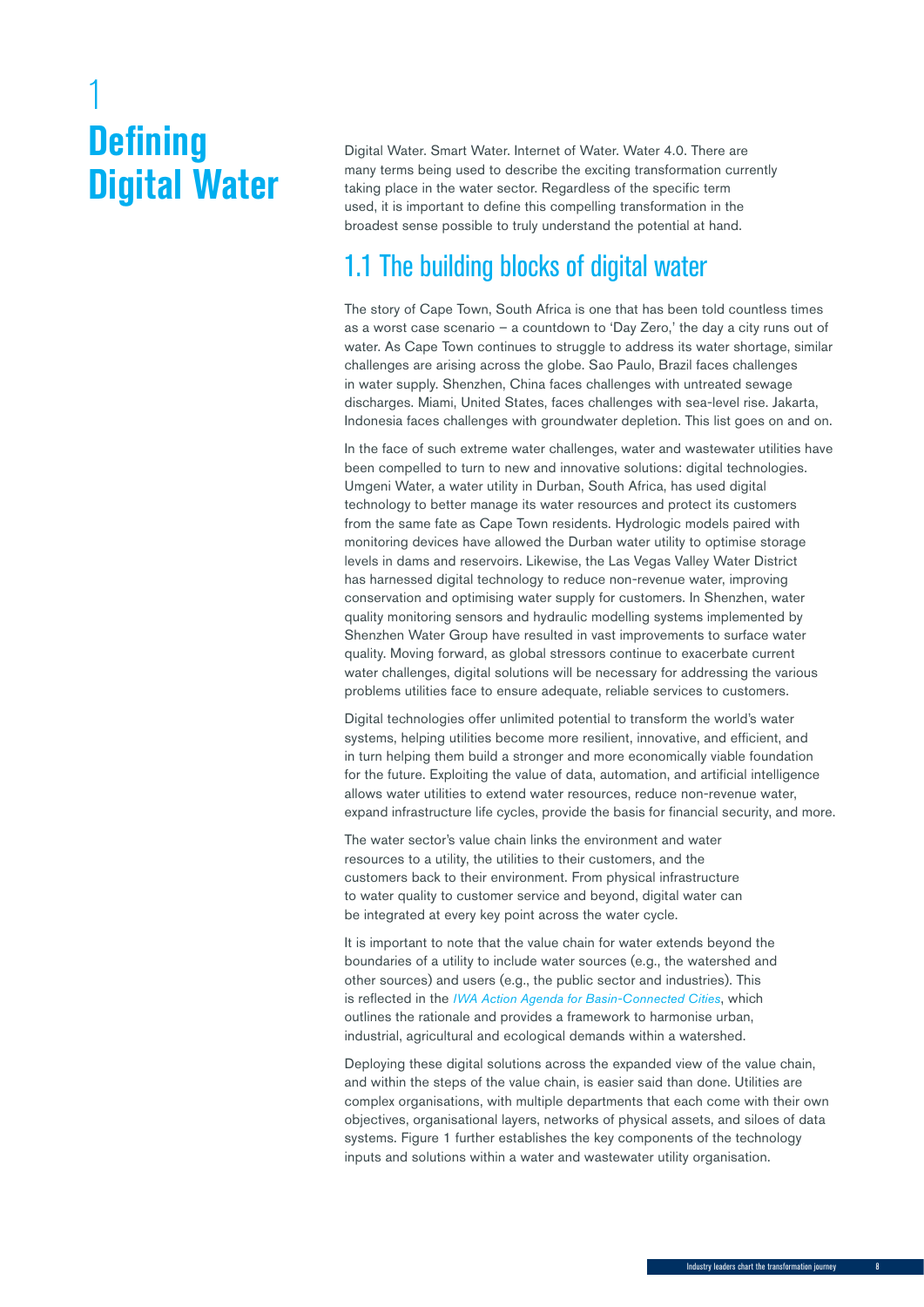# 1 Defining Digital Water

Digital Water. Smart Water. Internet of Water. Water 4.0. There are many terms being used to describe the exciting transformation currently taking place in the water sector. Regardless of the specific term used, it is important to define this compelling transformation in the broadest sense possible to truly understand the potential at hand.

## 1.1 The building blocks of digital water

The story of Cape Town, South Africa is one that has been told countless times as a worst case scenario – a countdown to 'Day Zero,' the day a city runs out of water. As Cape Town continues to struggle to address its water shortage, similar challenges are arising across the globe. Sao Paulo, Brazil faces challenges in water supply. Shenzhen, China faces challenges with untreated sewage discharges. Miami, United States, faces challenges with sea-level rise. Jakarta, Indonesia faces challenges with groundwater depletion. This list goes on and on.

In the face of such extreme water challenges, water and wastewater utilities have been compelled to turn to new and innovative solutions: digital technologies. Umgeni Water, a water utility in Durban, South Africa, has used digital technology to better manage its water resources and protect its customers from the same fate as Cape Town residents. Hydrologic models paired with monitoring devices have allowed the Durban water utility to optimise storage levels in dams and reservoirs. Likewise, the Las Vegas Valley Water District has harnessed digital technology to reduce non-revenue water, improving conservation and optimising water supply for customers. In Shenzhen, water quality monitoring sensors and hydraulic modelling systems implemented by Shenzhen Water Group have resulted in vast improvements to surface water quality. Moving forward, as global stressors continue to exacerbate current water challenges, digital solutions will be necessary for addressing the various problems utilities face to ensure adequate, reliable services to customers.

Digital technologies offer unlimited potential to transform the world's water systems, helping utilities become more resilient, innovative, and efficient, and in turn helping them build a stronger and more economically viable foundation for the future. Exploiting the value of data, automation, and artificial intelligence allows water utilities to extend water resources, reduce non-revenue water, expand infrastructure life cycles, provide the basis for financial security, and more.

The water sector's value chain links the environment and water resources to a utility, the utilities to their customers, and the customers back to their environment. From physical infrastructure to water quality to customer service and beyond, digital water can be integrated at every key point across the water cycle.

It is important to note that the value chain for water extends beyond the boundaries of a utility to include water sources (e.g., the watershed and other sources) and users (e.g., the public sector and industries). This is reflected in the *IWA Action Agenda for Basin-Connected Cities*, which outlines the rationale and provides a framework to harmonise urban, industrial, agricultural and ecological demands within a watershed.

Deploying these digital solutions across the expanded view of the value chain, and within the steps of the value chain, is easier said than done. Utilities are complex organisations, with multiple departments that each come with their own objectives, organisational layers, networks of physical assets, and siloes of data systems. Figure 1 further establishes the key components of the technology inputs and solutions within a water and wastewater utility organisation.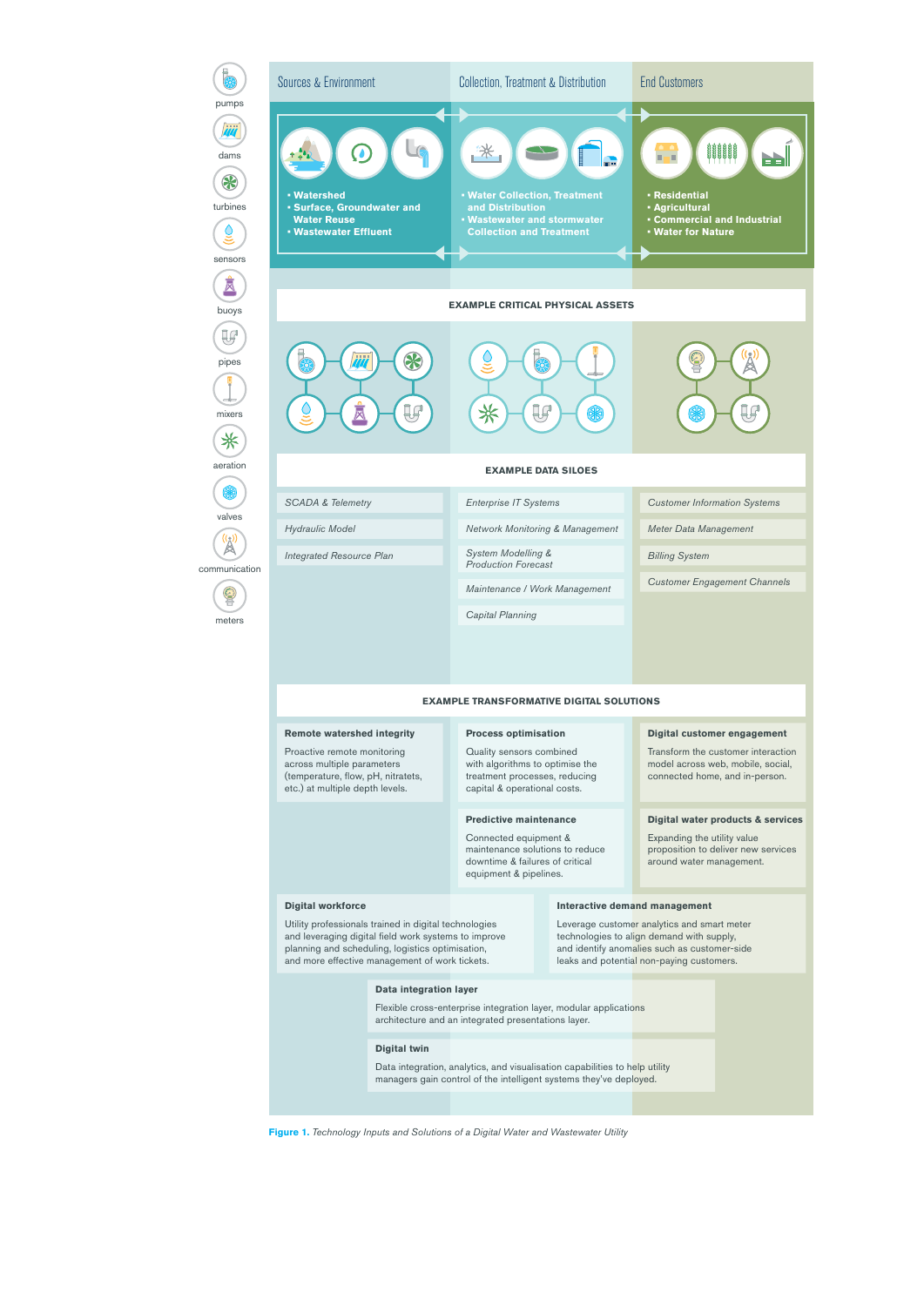| Sources & Environment | Collection, Treatment & Distribution | End Customers |
|---|---|---|
| • Watershed<br>• Surface, Groundwater and Water Reuse<br>• Wastewater Effluent | • Water Collection, Treatment and Distribution<br>• Wastewater and stormwater Collection and Treatment | • Residential<br>• Agricultural<br>• Commercial and Industrial<br>• Water for Nature |

Legend: pumps, dams, turbines, sensors, buoys, pipes, mixers, aeration, valves, communication, meters

**EXAMPLE CRITICAL PHYSICAL ASSETS**

**EXAMPLE DATA SILOES**

| Sources & Environment | Collection, Treatment & Distribution | End Customers |
|---|---|---|
| *SCADA & Telemetry* | *Enterprise IT Systems* | *Customer Information Systems* |
| *Hydraulic Model* | *Network Monitoring & Management* | *Meter Data Management* |
| *Integrated Resource Plan* | *System Modelling & Production Forecast* | *Billing System* |
| | *Maintenance / Work Management* | *Customer Engagement Channels* |
| | *Capital Planning* | |

**EXAMPLE TRANSFORMATIVE DIGITAL SOLUTIONS**

**Remote watershed integrity**

Proactive remote monitoring across multiple parameters (temperature, flow, pH, nitratets, etc.) at multiple depth levels.

**Process optimisation**

Quality sensors combined with algorithms to optimise the treatment processes, reducing capital & operational costs.

**Digital customer engagement**

Transform the customer interaction model across web, mobile, social, connected home, and in-person.

**Predictive maintenance**

Connected equipment & maintenance solutions to reduce downtime & failures of critical equipment & pipelines.

**Digital water products & services**

Expanding the utility value proposition to deliver new services around water management.

**Digital workforce**

Utility professionals trained in digital technologies and leveraging digital field work systems to improve planning and scheduling, logistics optimisation, and more effective management of work tickets.

**Interactive demand management**

Leverage customer analytics and smart meter technologies to align demand with supply, and identify anomalies such as customer-side leaks and potential non-paying customers.

**Data integration layer**

Flexible cross-enterprise integration layer, modular applications architecture and an integrated presentations layer.

**Digital twin**

Data integration, analytics, and visualisation capabilities to help utility managers gain control of the intelligent systems they've deployed.

**Figure 1.** *Technology Inputs and Solutions of a Digital Water and Wastewater Utility*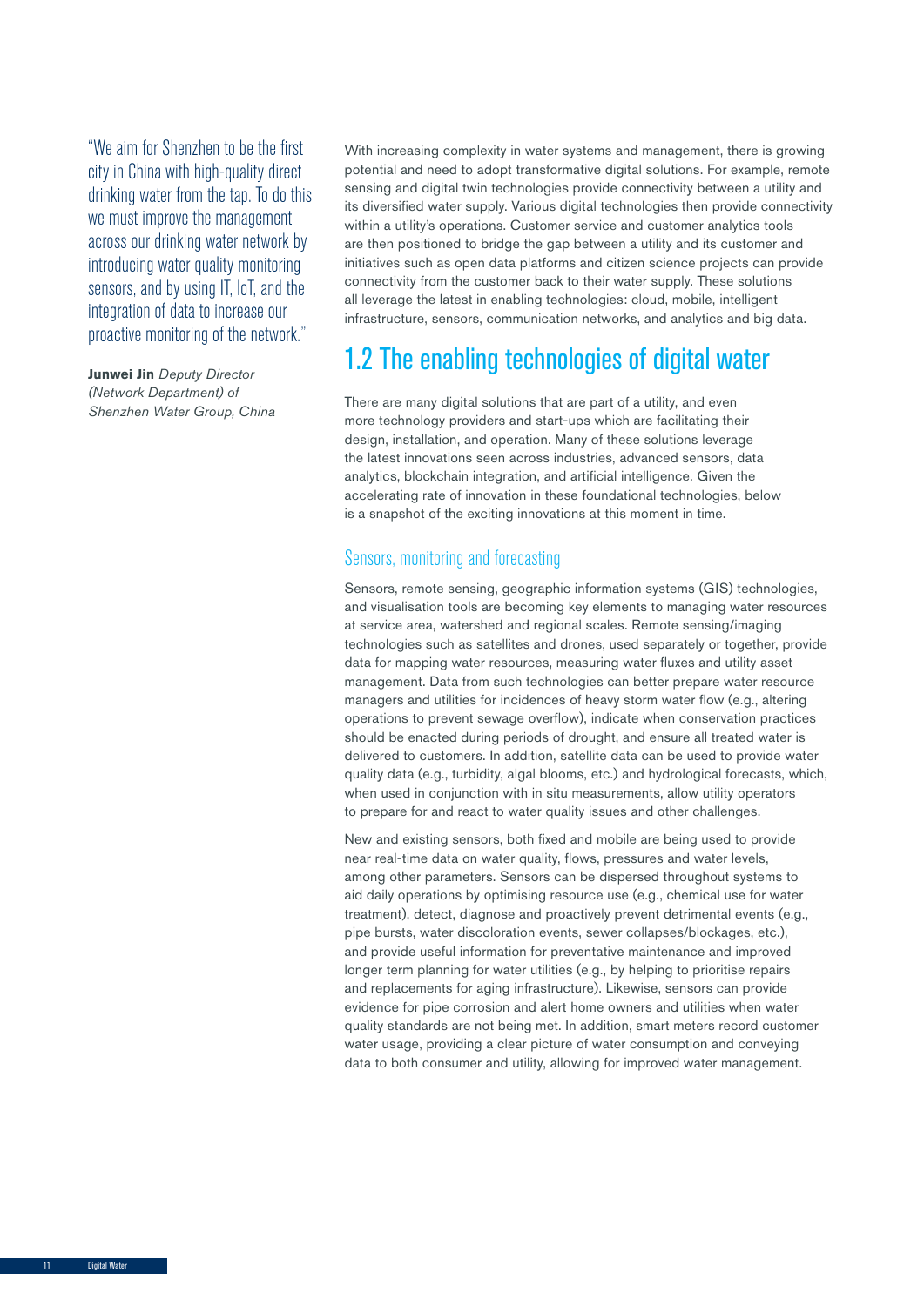"We aim for Shenzhen to be the first city in China with high-quality direct drinking water from the tap. To do this we must improve the management across our drinking water network by introducing water quality monitoring sensors, and by using IT, IoT, and the integration of data to increase our proactive monitoring of the network."

**Junwei Jin** *Deputy Director (Network Department) of Shenzhen Water Group, China*

With increasing complexity in water systems and management, there is growing potential and need to adopt transformative digital solutions. For example, remote sensing and digital twin technologies provide connectivity between a utility and its diversified water supply. Various digital technologies then provide connectivity within a utility's operations. Customer service and customer analytics tools are then positioned to bridge the gap between a utility and its customer and initiatives such as open data platforms and citizen science projects can provide connectivity from the customer back to their water supply. These solutions all leverage the latest in enabling technologies: cloud, mobile, intelligent infrastructure, sensors, communication networks, and analytics and big data.

## 1.2 The enabling technologies of digital water

There are many digital solutions that are part of a utility, and even more technology providers and start-ups which are facilitating their design, installation, and operation. Many of these solutions leverage the latest innovations seen across industries, advanced sensors, data analytics, blockchain integration, and artificial intelligence. Given the accelerating rate of innovation in these foundational technologies, below is a snapshot of the exciting innovations at this moment in time.

### Sensors, monitoring and forecasting

Sensors, remote sensing, geographic information systems (GIS) technologies, and visualisation tools are becoming key elements to managing water resources at service area, watershed and regional scales. Remote sensing/imaging technologies such as satellites and drones, used separately or together, provide data for mapping water resources, measuring water fluxes and utility asset management. Data from such technologies can better prepare water resource managers and utilities for incidences of heavy storm water flow (e.g., altering operations to prevent sewage overflow), indicate when conservation practices should be enacted during periods of drought, and ensure all treated water is delivered to customers. In addition, satellite data can be used to provide water quality data (e.g., turbidity, algal blooms, etc.) and hydrological forecasts, which, when used in conjunction with in situ measurements, allow utility operators to prepare for and react to water quality issues and other challenges.

New and existing sensors, both fixed and mobile are being used to provide near real-time data on water quality, flows, pressures and water levels, among other parameters. Sensors can be dispersed throughout systems to aid daily operations by optimising resource use (e.g., chemical use for water treatment), detect, diagnose and proactively prevent detrimental events (e.g., pipe bursts, water discoloration events, sewer collapses/blockages, etc.), and provide useful information for preventative maintenance and improved longer term planning for water utilities (e.g., by helping to prioritise repairs and replacements for aging infrastructure). Likewise, sensors can provide evidence for pipe corrosion and alert home owners and utilities when water quality standards are not being met. In addition, smart meters record customer water usage, providing a clear picture of water consumption and conveying data to both consumer and utility, allowing for improved water management.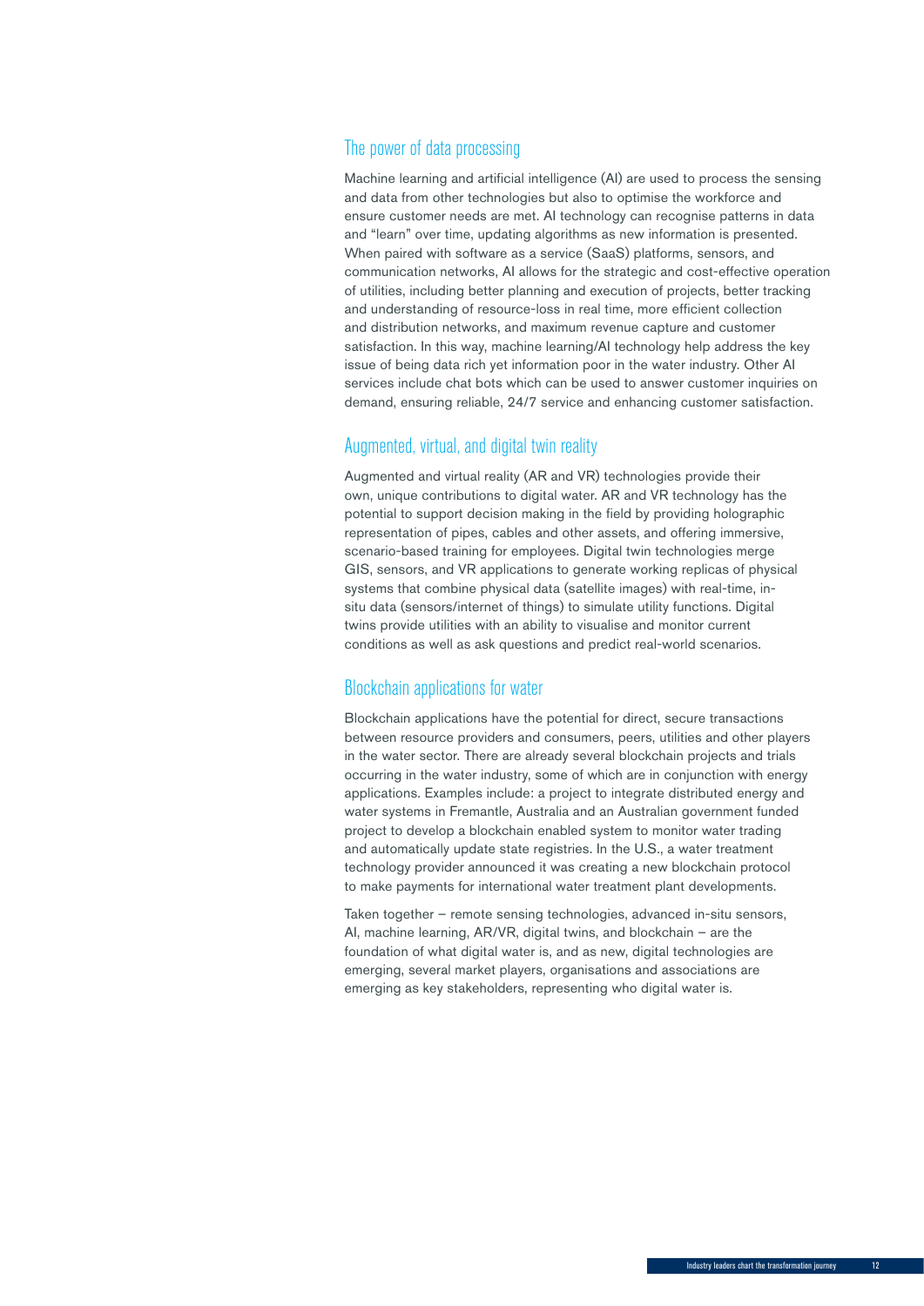## The power of data processing

Machine learning and artificial intelligence (AI) are used to process the sensing and data from other technologies but also to optimise the workforce and ensure customer needs are met. AI technology can recognise patterns in data and "learn" over time, updating algorithms as new information is presented. When paired with software as a service (SaaS) platforms, sensors, and communication networks, AI allows for the strategic and cost-effective operation of utilities, including better planning and execution of projects, better tracking and understanding of resource-loss in real time, more efficient collection and distribution networks, and maximum revenue capture and customer satisfaction. In this way, machine learning/AI technology help address the key issue of being data rich yet information poor in the water industry. Other AI services include chat bots which can be used to answer customer inquiries on demand, ensuring reliable, 24/7 service and enhancing customer satisfaction.

## Augmented, virtual, and digital twin reality

Augmented and virtual reality (AR and VR) technologies provide their own, unique contributions to digital water. AR and VR technology has the potential to support decision making in the field by providing holographic representation of pipes, cables and other assets, and offering immersive, scenario-based training for employees. Digital twin technologies merge GIS, sensors, and VR applications to generate working replicas of physical systems that combine physical data (satellite images) with real-time, in-situ data (sensors/internet of things) to simulate utility functions. Digital twins provide utilities with an ability to visualise and monitor current conditions as well as ask questions and predict real-world scenarios.

## Blockchain applications for water

Blockchain applications have the potential for direct, secure transactions between resource providers and consumers, peers, utilities and other players in the water sector. There are already several blockchain projects and trials occurring in the water industry, some of which are in conjunction with energy applications. Examples include: a project to integrate distributed energy and water systems in Fremantle, Australia and an Australian government funded project to develop a blockchain enabled system to monitor water trading and automatically update state registries. In the U.S., a water treatment technology provider announced it was creating a new blockchain protocol to make payments for international water treatment plant developments.

Taken together – remote sensing technologies, advanced in-situ sensors, AI, machine learning, AR/VR, digital twins, and blockchain – are the foundation of what digital water is, and as new, digital technologies are emerging, several market players, organisations and associations are emerging as key stakeholders, representing who digital water is.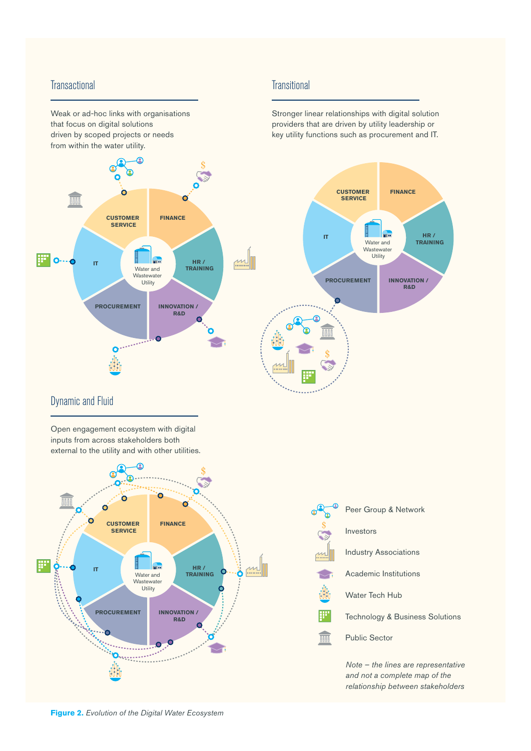## Transactional

Weak or ad-hoc links with organisations that focus on digital solutions driven by scoped projects or needs from within the water utility.

## Transitional

Stronger linear relationships with digital solution providers that are driven by utility leadership or key utility functions such as procurement and IT.

## Dynamic and Fluid

Open engagement ecosystem with digital inputs from across stakeholders both external to the utility and with other utilities.

CUSTOMER SERVICE

FINANCE

HR / TRAINING

INNOVATION / R&D

PROCUREMENT

IT

Water and Wastewater Utility

- Peer Group & Network
- Investors
- Industry Associations
- Academic Institutions
- Water Tech Hub
- Technology & Business Solutions
- Public Sector

*Note – the lines are representative and not a complete map of the relationship between stakeholders*

**Figure 2.** *Evolution of the Digital Water Ecosystem*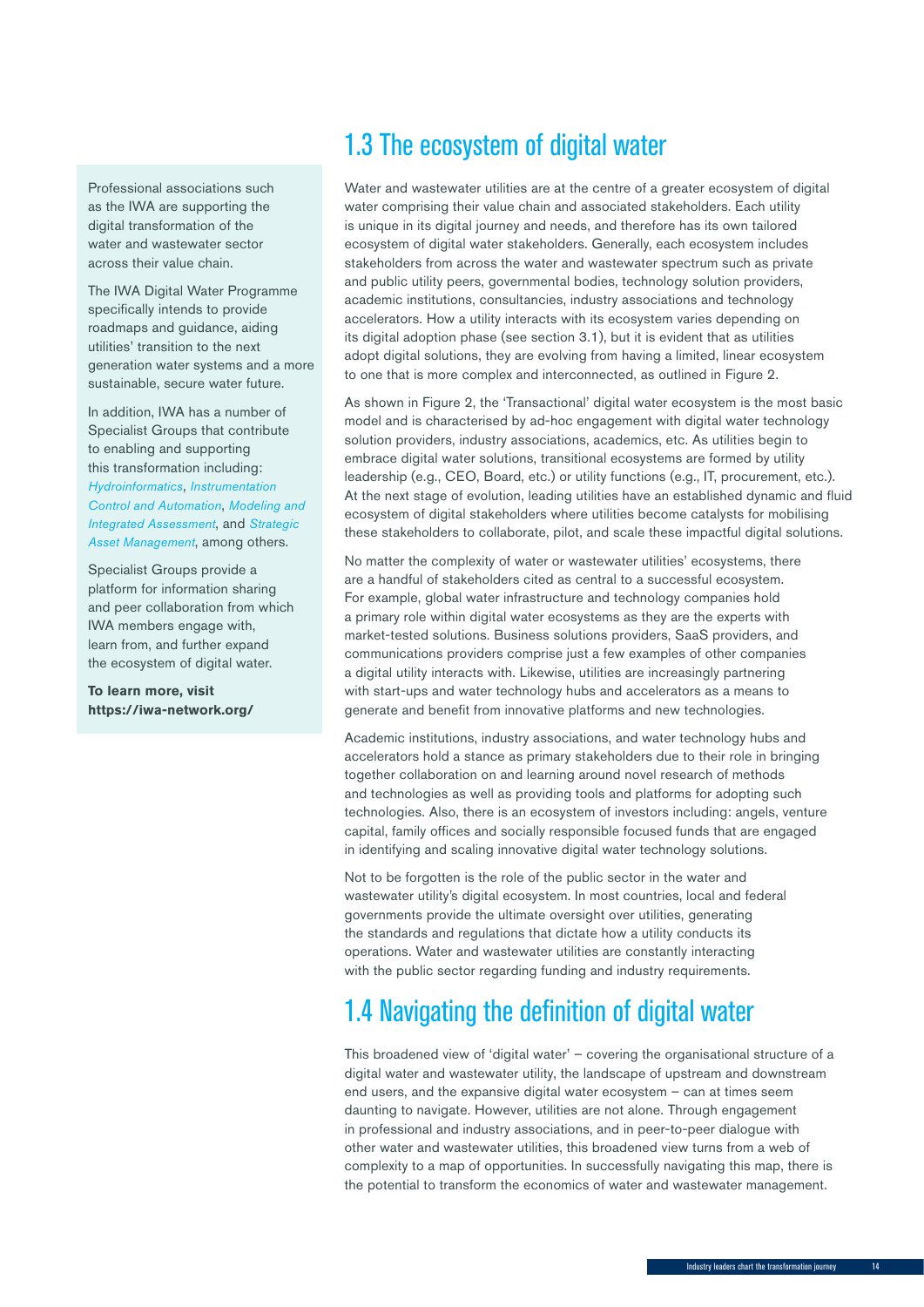## 1.3 The ecosystem of digital water

Water and wastewater utilities are at the centre of a greater ecosystem of digital water comprising their value chain and associated stakeholders. Each utility is unique in its digital journey and needs, and therefore has its own tailored ecosystem of digital water stakeholders. Generally, each ecosystem includes stakeholders from across the water and wastewater spectrum such as private and public utility peers, governmental bodies, technology solution providers, academic institutions, consultancies, industry associations and technology accelerators. How a utility interacts with its ecosystem varies depending on its digital adoption phase (see section 3.1), but it is evident that as utilities adopt digital solutions, they are evolving from having a limited, linear ecosystem to one that is more complex and interconnected, as outlined in Figure 2.

As shown in Figure 2, the 'Transactional' digital water ecosystem is the most basic model and is characterised by ad-hoc engagement with digital water technology solution providers, industry associations, academics, etc. As utilities begin to embrace digital water solutions, transitional ecosystems are formed by utility leadership (e.g., CEO, Board, etc.) or utility functions (e.g., IT, procurement, etc.). At the next stage of evolution, leading utilities have an established dynamic and fluid ecosystem of digital stakeholders where utilities become catalysts for mobilising these stakeholders to collaborate, pilot, and scale these impactful digital solutions.

No matter the complexity of water or wastewater utilities' ecosystems, there are a handful of stakeholders cited as central to a successful ecosystem. For example, global water infrastructure and technology companies hold a primary role within digital water ecosystems as they are the experts with market-tested solutions. Business solutions providers, SaaS providers, and communications providers comprise just a few examples of other companies a digital utility interacts with. Likewise, utilities are increasingly partnering with start-ups and water technology hubs and accelerators as a means to generate and benefit from innovative platforms and new technologies.

Academic institutions, industry associations, and water technology hubs and accelerators hold a stance as primary stakeholders due to their role in bringing together collaboration on and learning around novel research of methods and technologies as well as providing tools and platforms for adopting such technologies. Also, there is an ecosystem of investors including: angels, venture capital, family offices and socially responsible focused funds that are engaged in identifying and scaling innovative digital water technology solutions.

Not to be forgotten is the role of the public sector in the water and wastewater utility's digital ecosystem. In most countries, local and federal governments provide the ultimate oversight over utilities, generating the standards and regulations that dictate how a utility conducts its operations. Water and wastewater utilities are constantly interacting with the public sector regarding funding and industry requirements.

Professional associations such as the IWA are supporting the digital transformation of the water and wastewater sector across their value chain.

The IWA Digital Water Programme specifically intends to provide roadmaps and guidance, aiding utilities' transition to the next generation water systems and a more sustainable, secure water future.

In addition, IWA has a number of Specialist Groups that contribute to enabling and supporting this transformation including: *Hydroinformatics*, *Instrumentation Control and Automation*, *Modeling and Integrated Assessment*, and *Strategic Asset Management*, among others.

Specialist Groups provide a platform for information sharing and peer collaboration from which IWA members engage with, learn from, and further expand the ecosystem of digital water.

**To learn more, visit https://iwa-network.org/**

## 1.4 Navigating the definition of digital water

This broadened view of 'digital water' – covering the organisational structure of a digital water and wastewater utility, the landscape of upstream and downstream end users, and the expansive digital water ecosystem – can at times seem daunting to navigate. However, utilities are not alone. Through engagement in professional and industry associations, and in peer-to-peer dialogue with other water and wastewater utilities, this broadened view turns from a web of complexity to a map of opportunities. In successfully navigating this map, there is the potential to transform the economics of water and wastewater management.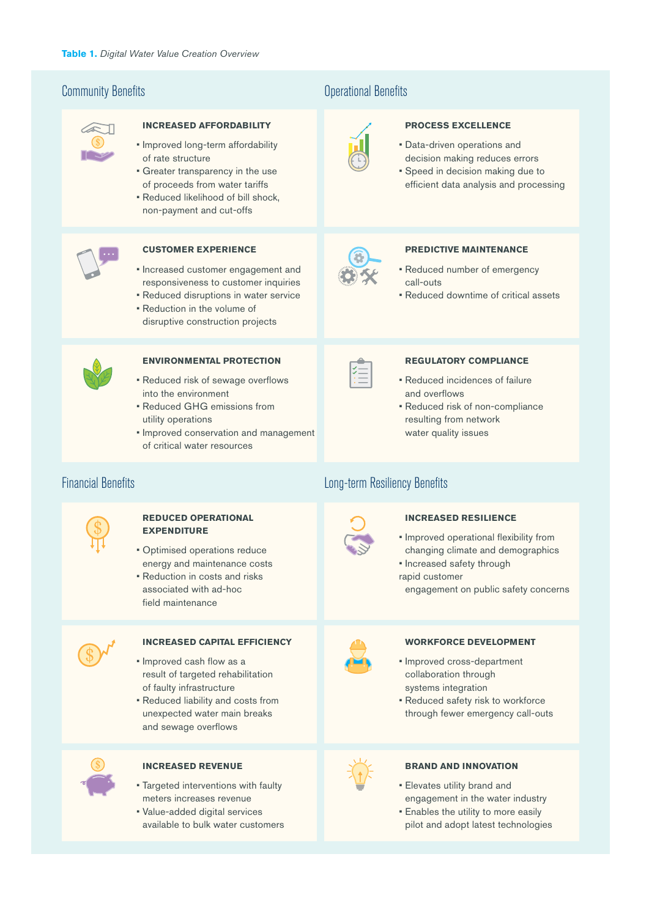**Table 1.** *Digital Water Value Creation Overview*

## Community Benefits

### INCREASED AFFORDABILITY

- Improved long-term affordability of rate structure
- Greater transparency in the use of proceeds from water tariffs
- Reduced likelihood of bill shock, non-payment and cut-offs

### CUSTOMER EXPERIENCE

- Increased customer engagement and responsiveness to customer inquiries
- Reduced disruptions in water service
- Reduction in the volume of disruptive construction projects

### ENVIRONMENTAL PROTECTION

- Reduced risk of sewage overflows into the environment
- Reduced GHG emissions from utility operations
- Improved conservation and management of critical water resources

## Operational Benefits

### PROCESS EXCELLENCE

- Data-driven operations and decision making reduces errors
- Speed in decision making due to efficient data analysis and processing

### PREDICTIVE MAINTENANCE

- Reduced number of emergency call-outs
- Reduced downtime of critical assets

### REGULATORY COMPLIANCE

- Reduced incidences of failure and overflows
- Reduced risk of non-compliance resulting from network water quality issues

## Financial Benefits

### REDUCED OPERATIONAL EXPENDITURE

- Optimised operations reduce energy and maintenance costs
- Reduction in costs and risks associated with ad-hoc field maintenance

### INCREASED CAPITAL EFFICIENCY

- Improved cash flow as a result of targeted rehabilitation of faulty infrastructure
- Reduced liability and costs from unexpected water main breaks and sewage overflows

### INCREASED REVENUE

- Targeted interventions with faulty meters increases revenue
- Value-added digital services available to bulk water customers

## Long-term Resiliency Benefits

### INCREASED RESILIENCE

- Improved operational flexibility from changing climate and demographics
- Increased safety through rapid customer engagement on public safety concerns

### WORKFORCE DEVELOPMENT

- Improved cross-department collaboration through systems integration
- Reduced safety risk to workforce through fewer emergency call-outs

### BRAND AND INNOVATION

- Elevates utility brand and engagement in the water industry
- Enables the utility to more easily pilot and adopt latest technologies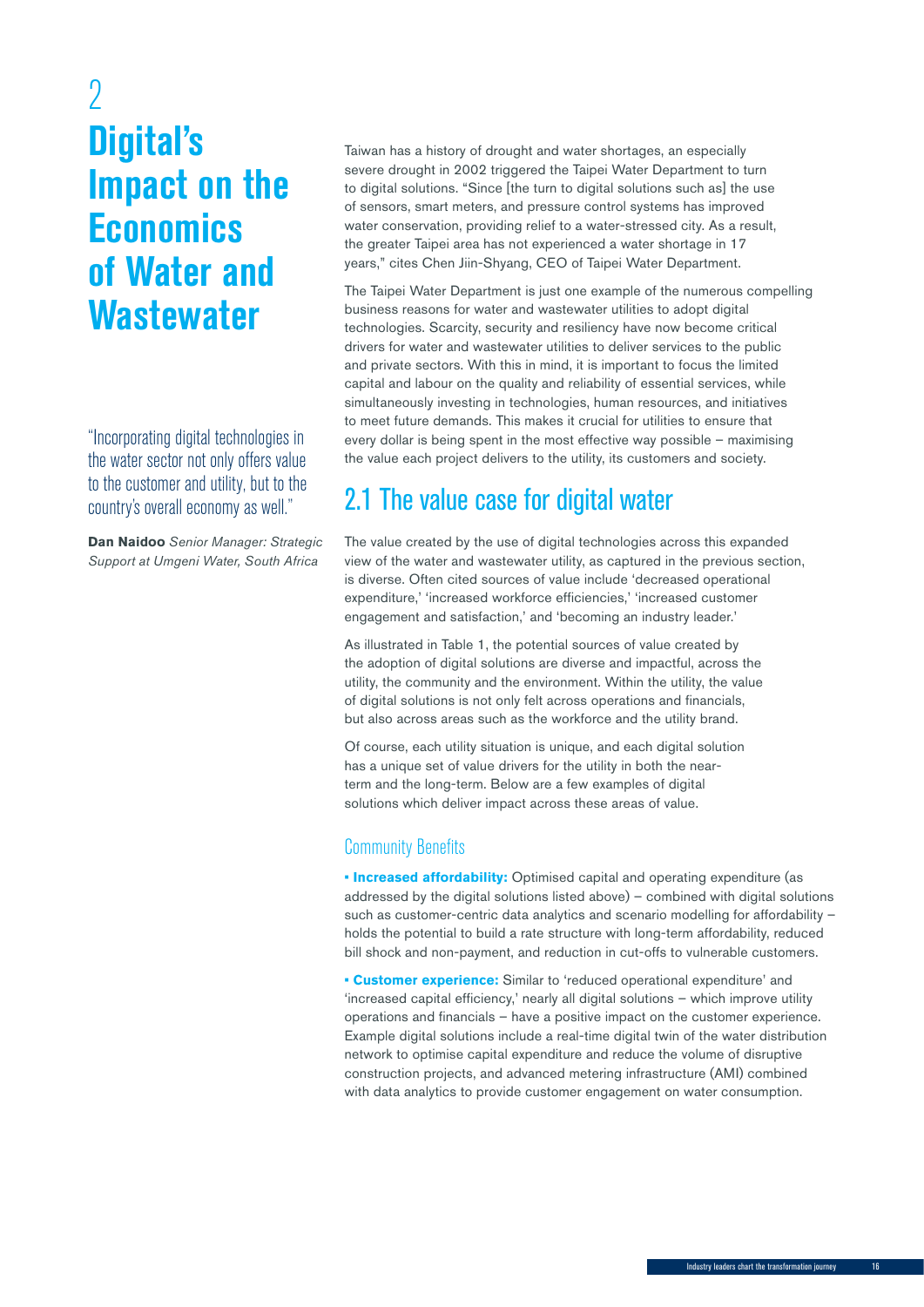# 2 Digital's Impact on the Economics of Water and Wastewater

"Incorporating digital technologies in the water sector not only offers value to the customer and utility, but to the country's overall economy as well."

**Dan Naidoo** *Senior Manager: Strategic Support at Umgeni Water, South Africa*

Taiwan has a history of drought and water shortages, an especially severe drought in 2002 triggered the Taipei Water Department to turn to digital solutions. "Since [the turn to digital solutions such as] the use of sensors, smart meters, and pressure control systems has improved water conservation, providing relief to a water-stressed city. As a result, the greater Taipei area has not experienced a water shortage in 17 years," cites Chen Jiin-Shyang, CEO of Taipei Water Department.

The Taipei Water Department is just one example of the numerous compelling business reasons for water and wastewater utilities to adopt digital technologies. Scarcity, security and resiliency have now become critical drivers for water and wastewater utilities to deliver services to the public and private sectors. With this in mind, it is important to focus the limited capital and labour on the quality and reliability of essential services, while simultaneously investing in technologies, human resources, and initiatives to meet future demands. This makes it crucial for utilities to ensure that every dollar is being spent in the most effective way possible – maximising the value each project delivers to the utility, its customers and society.

## 2.1 The value case for digital water

The value created by the use of digital technologies across this expanded view of the water and wastewater utility, as captured in the previous section, is diverse. Often cited sources of value include 'decreased operational expenditure,' 'increased workforce efficiencies,' 'increased customer engagement and satisfaction,' and 'becoming an industry leader.'

As illustrated in Table 1, the potential sources of value created by the adoption of digital solutions are diverse and impactful, across the utility, the community and the environment. Within the utility, the value of digital solutions is not only felt across operations and financials, but also across areas such as the workforce and the utility brand.

Of course, each utility situation is unique, and each digital solution has a unique set of value drivers for the utility in both the near-term and the long-term. Below are a few examples of digital solutions which deliver impact across these areas of value.

### Community Benefits

- **Increased affordability:** Optimised capital and operating expenditure (as addressed by the digital solutions listed above) – combined with digital solutions such as customer-centric data analytics and scenario modelling for affordability – holds the potential to build a rate structure with long-term affordability, reduced bill shock and non-payment, and reduction in cut-offs to vulnerable customers.

- **Customer experience:** Similar to 'reduced operational expenditure' and 'increased capital efficiency,' nearly all digital solutions – which improve utility operations and financials – have a positive impact on the customer experience. Example digital solutions include a real-time digital twin of the water distribution network to optimise capital expenditure and reduce the volume of disruptive construction projects, and advanced metering infrastructure (AMI) combined with data analytics to provide customer engagement on water consumption.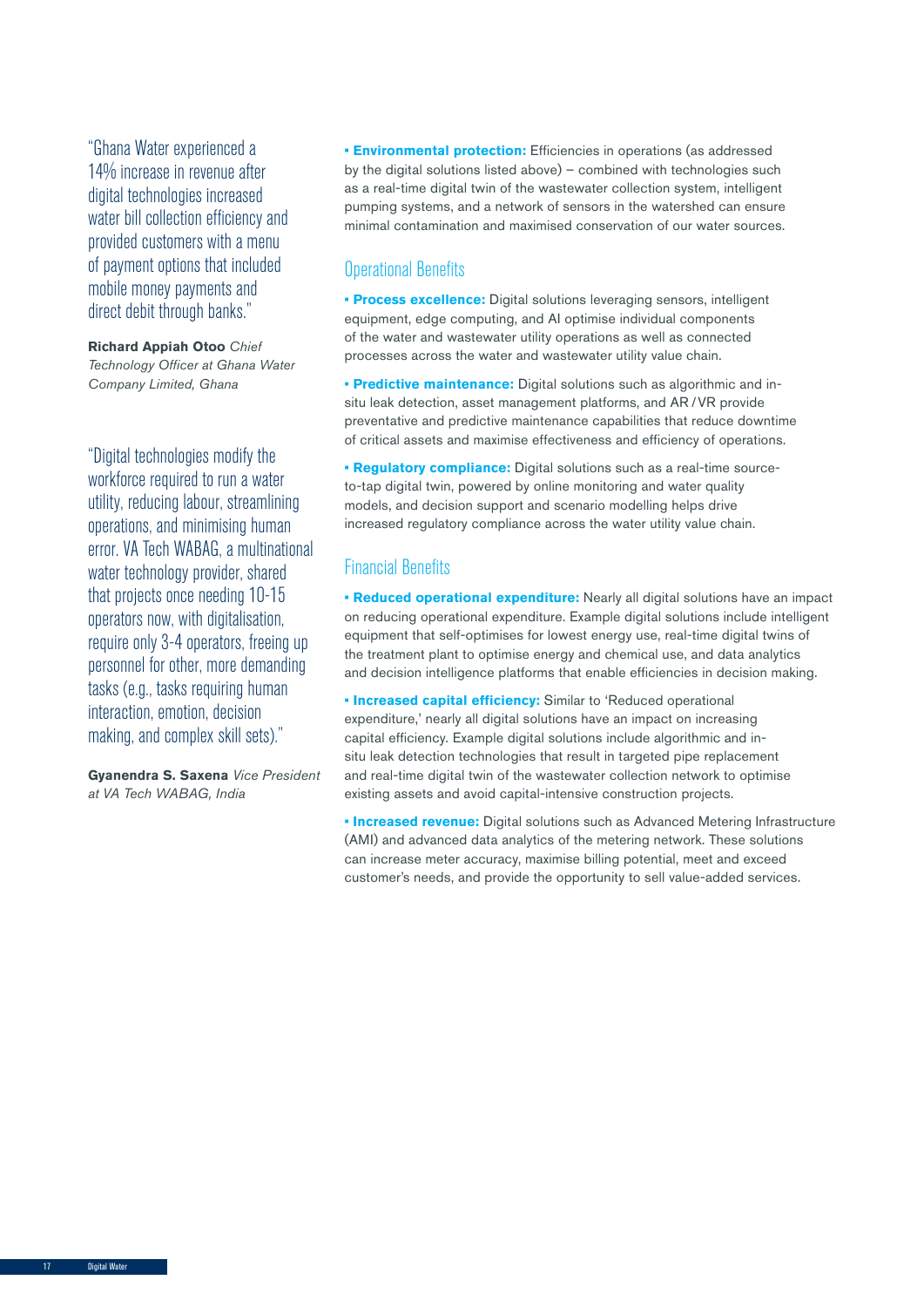"Ghana Water experienced a 14% increase in revenue after digital technologies increased water bill collection efficiency and provided customers with a menu of payment options that included mobile money payments and direct debit through banks."

**Richard Appiah Otoo** *Chief Technology Officer at Ghana Water Company Limited, Ghana*

"Digital technologies modify the workforce required to run a water utility, reducing labour, streamlining operations, and minimising human error. VA Tech WABAG, a multinational water technology provider, shared that projects once needing 10-15 operators now, with digitalisation, require only 3-4 operators, freeing up personnel for other, more demanding tasks (e.g., tasks requiring human interaction, emotion, decision making, and complex skill sets)."

**Gyanendra S. Saxena** *Vice President at VA Tech WABAG, India*

- **Environmental protection:** Efficiencies in operations (as addressed by the digital solutions listed above) – combined with technologies such as a real-time digital twin of the wastewater collection system, intelligent pumping systems, and a network of sensors in the watershed can ensure minimal contamination and maximised conservation of our water sources.

## Operational Benefits

- **Process excellence:** Digital solutions leveraging sensors, intelligent equipment, edge computing, and AI optimise individual components of the water and wastewater utility operations as well as connected processes across the water and wastewater utility value chain.
- **Predictive maintenance:** Digital solutions such as algorithmic and in-situ leak detection, asset management platforms, and AR / VR provide preventative and predictive maintenance capabilities that reduce downtime of critical assets and maximise effectiveness and efficiency of operations.
- **Regulatory compliance:** Digital solutions such as a real-time source-to-tap digital twin, powered by online monitoring and water quality models, and decision support and scenario modelling helps drive increased regulatory compliance across the water utility value chain.

## Financial Benefits

- **Reduced operational expenditure:** Nearly all digital solutions have an impact on reducing operational expenditure. Example digital solutions include intelligent equipment that self-optimises for lowest energy use, real-time digital twins of the treatment plant to optimise energy and chemical use, and data analytics and decision intelligence platforms that enable efficiencies in decision making.
- **Increased capital efficiency:** Similar to 'Reduced operational expenditure,' nearly all digital solutions have an impact on increasing capital efficiency. Example digital solutions include algorithmic and in-situ leak detection technologies that result in targeted pipe replacement and real-time digital twin of the wastewater collection network to optimise existing assets and avoid capital-intensive construction projects.
- **Increased revenue:** Digital solutions such as Advanced Metering Infrastructure (AMI) and advanced data analytics of the metering network. These solutions can increase meter accuracy, maximise billing potential, meet and exceed customer's needs, and provide the opportunity to sell value-added services.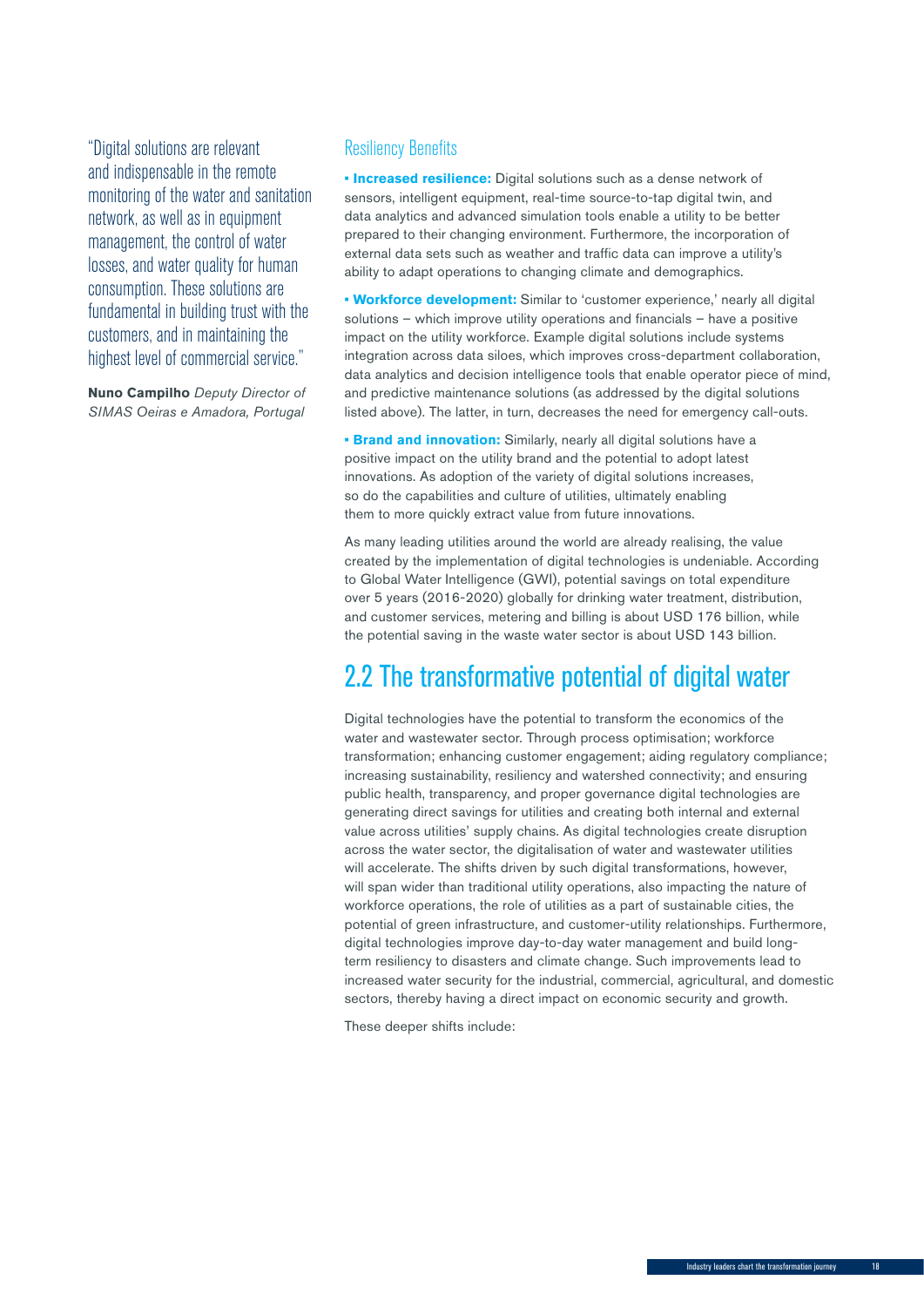"Digital solutions are relevant and indispensable in the remote monitoring of the water and sanitation network, as well as in equipment management, the control of water losses, and water quality for human consumption. These solutions are fundamental in building trust with the customers, and in maintaining the highest level of commercial service."

**Nuno Campilho** *Deputy Director of SIMAS Oeiras e Amadora, Portugal*

### Resiliency Benefits

- **Increased resilience:** Digital solutions such as a dense network of sensors, intelligent equipment, real-time source-to-tap digital twin, and data analytics and advanced simulation tools enable a utility to be better prepared to their changing environment. Furthermore, the incorporation of external data sets such as weather and traffic data can improve a utility's ability to adapt operations to changing climate and demographics.
- **Workforce development:** Similar to 'customer experience,' nearly all digital solutions – which improve utility operations and financials – have a positive impact on the utility workforce. Example digital solutions include systems integration across data siloes, which improves cross-department collaboration, data analytics and decision intelligence tools that enable operator piece of mind, and predictive maintenance solutions (as addressed by the digital solutions listed above). The latter, in turn, decreases the need for emergency call-outs.
- **Brand and innovation:** Similarly, nearly all digital solutions have a positive impact on the utility brand and the potential to adopt latest innovations. As adoption of the variety of digital solutions increases, so do the capabilities and culture of utilities, ultimately enabling them to more quickly extract value from future innovations.

As many leading utilities around the world are already realising, the value created by the implementation of digital technologies is undeniable. According to Global Water Intelligence (GWI), potential savings on total expenditure over 5 years (2016-2020) globally for drinking water treatment, distribution, and customer services, metering and billing is about USD 176 billion, while the potential saving in the waste water sector is about USD 143 billion.

## 2.2 The transformative potential of digital water

Digital technologies have the potential to transform the economics of the water and wastewater sector. Through process optimisation; workforce transformation; enhancing customer engagement; aiding regulatory compliance; increasing sustainability, resiliency and watershed connectivity; and ensuring public health, transparency, and proper governance digital technologies are generating direct savings for utilities and creating both internal and external value across utilities' supply chains. As digital technologies create disruption across the water sector, the digitalisation of water and wastewater utilities will accelerate. The shifts driven by such digital transformations, however, will span wider than traditional utility operations, also impacting the nature of workforce operations, the role of utilities as a part of sustainable cities, the potential of green infrastructure, and customer-utility relationships. Furthermore, digital technologies improve day-to-day water management and build long-term resiliency to disasters and climate change. Such improvements lead to increased water security for the industrial, commercial, agricultural, and domestic sectors, thereby having a direct impact on economic security and growth.

These deeper shifts include: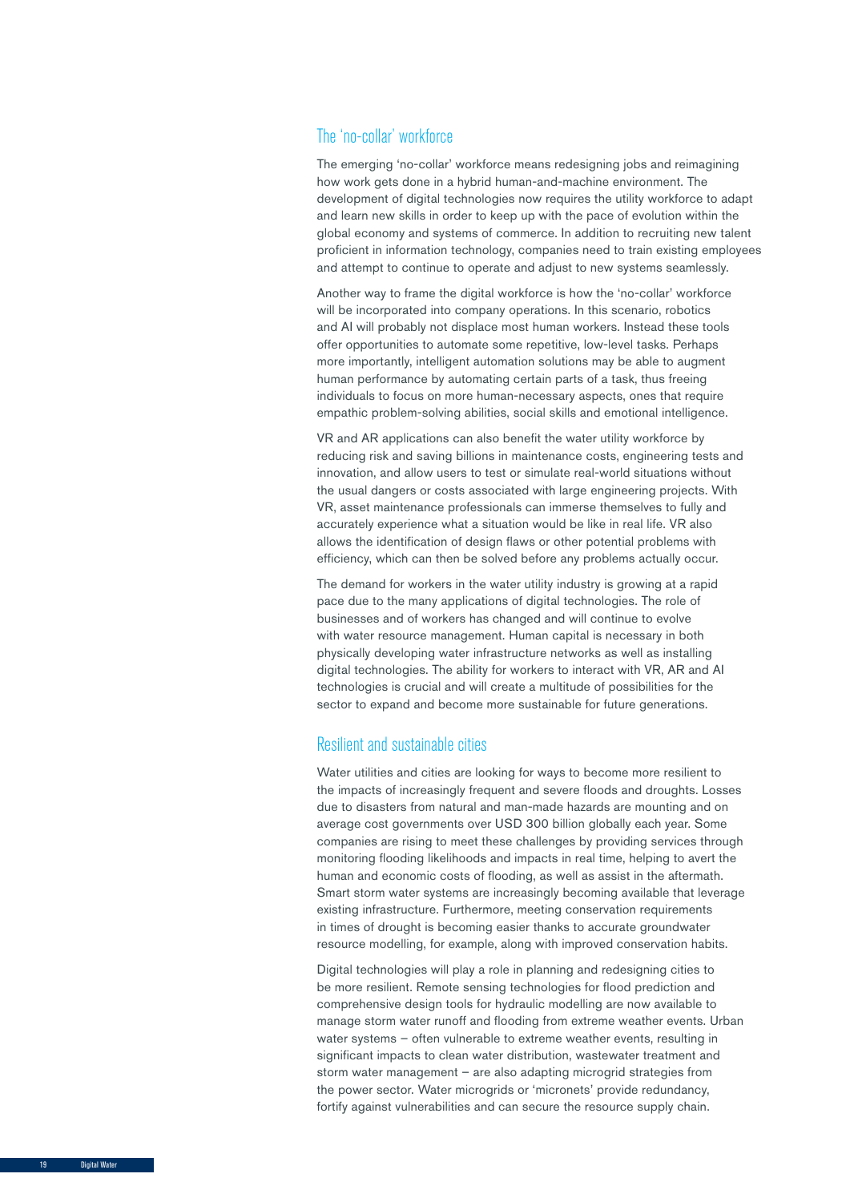## The 'no-collar' workforce

The emerging 'no-collar' workforce means redesigning jobs and reimagining how work gets done in a hybrid human-and-machine environment. The development of digital technologies now requires the utility workforce to adapt and learn new skills in order to keep up with the pace of evolution within the global economy and systems of commerce. In addition to recruiting new talent proficient in information technology, companies need to train existing employees and attempt to continue to operate and adjust to new systems seamlessly.

Another way to frame the digital workforce is how the 'no-collar' workforce will be incorporated into company operations. In this scenario, robotics and AI will probably not displace most human workers. Instead these tools offer opportunities to automate some repetitive, low-level tasks. Perhaps more importantly, intelligent automation solutions may be able to augment human performance by automating certain parts of a task, thus freeing individuals to focus on more human-necessary aspects, ones that require empathic problem-solving abilities, social skills and emotional intelligence.

VR and AR applications can also benefit the water utility workforce by reducing risk and saving billions in maintenance costs, engineering tests and innovation, and allow users to test or simulate real-world situations without the usual dangers or costs associated with large engineering projects. With VR, asset maintenance professionals can immerse themselves to fully and accurately experience what a situation would be like in real life. VR also allows the identification of design flaws or other potential problems with efficiency, which can then be solved before any problems actually occur.

The demand for workers in the water utility industry is growing at a rapid pace due to the many applications of digital technologies. The role of businesses and of workers has changed and will continue to evolve with water resource management. Human capital is necessary in both physically developing water infrastructure networks as well as installing digital technologies. The ability for workers to interact with VR, AR and AI technologies is crucial and will create a multitude of possibilities for the sector to expand and become more sustainable for future generations.

## Resilient and sustainable cities

Water utilities and cities are looking for ways to become more resilient to the impacts of increasingly frequent and severe floods and droughts. Losses due to disasters from natural and man-made hazards are mounting and on average cost governments over USD 300 billion globally each year. Some companies are rising to meet these challenges by providing services through monitoring flooding likelihoods and impacts in real time, helping to avert the human and economic costs of flooding, as well as assist in the aftermath. Smart storm water systems are increasingly becoming available that leverage existing infrastructure. Furthermore, meeting conservation requirements in times of drought is becoming easier thanks to accurate groundwater resource modelling, for example, along with improved conservation habits.

Digital technologies will play a role in planning and redesigning cities to be more resilient. Remote sensing technologies for flood prediction and comprehensive design tools for hydraulic modelling are now available to manage storm water runoff and flooding from extreme weather events. Urban water systems – often vulnerable to extreme weather events, resulting in significant impacts to clean water distribution, wastewater treatment and storm water management – are also adapting microgrid strategies from the power sector. Water microgrids or 'micronets' provide redundancy, fortify against vulnerabilities and can secure the resource supply chain.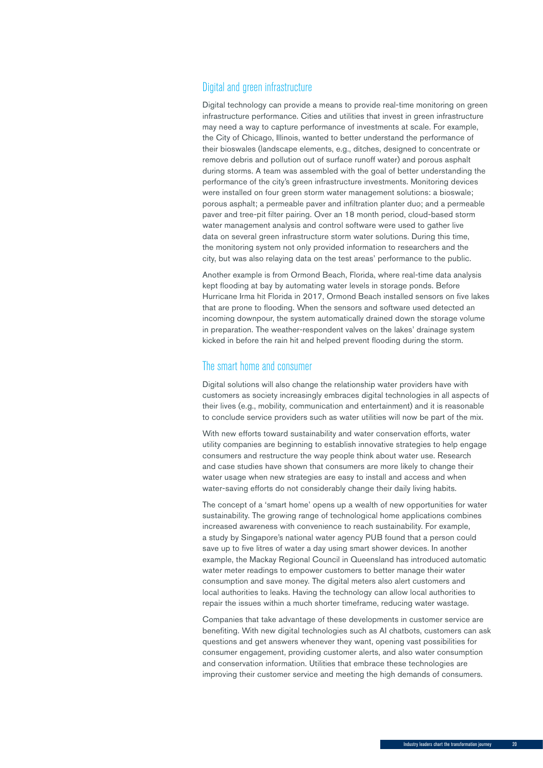## Digital and green infrastructure

Digital technology can provide a means to provide real-time monitoring on green infrastructure performance. Cities and utilities that invest in green infrastructure may need a way to capture performance of investments at scale. For example, the City of Chicago, Illinois, wanted to better understand the performance of their bioswales (landscape elements, e.g., ditches, designed to concentrate or remove debris and pollution out of surface runoff water) and porous asphalt during storms. A team was assembled with the goal of better understanding the performance of the city's green infrastructure investments. Monitoring devices were installed on four green storm water management solutions: a bioswale; porous asphalt; a permeable paver and infiltration planter duo; and a permeable paver and tree-pit filter pairing. Over an 18 month period, cloud-based storm water management analysis and control software were used to gather live data on several green infrastructure storm water solutions. During this time, the monitoring system not only provided information to researchers and the city, but was also relaying data on the test areas' performance to the public.

Another example is from Ormond Beach, Florida, where real-time data analysis kept flooding at bay by automating water levels in storage ponds. Before Hurricane Irma hit Florida in 2017, Ormond Beach installed sensors on five lakes that are prone to flooding. When the sensors and software used detected an incoming downpour, the system automatically drained down the storage volume in preparation. The weather-respondent valves on the lakes' drainage system kicked in before the rain hit and helped prevent flooding during the storm.

## The smart home and consumer

Digital solutions will also change the relationship water providers have with customers as society increasingly embraces digital technologies in all aspects of their lives (e.g., mobility, communication and entertainment) and it is reasonable to conclude service providers such as water utilities will now be part of the mix.

With new efforts toward sustainability and water conservation efforts, water utility companies are beginning to establish innovative strategies to help engage consumers and restructure the way people think about water use. Research and case studies have shown that consumers are more likely to change their water usage when new strategies are easy to install and access and when water-saving efforts do not considerably change their daily living habits.

The concept of a 'smart home' opens up a wealth of new opportunities for water sustainability. The growing range of technological home applications combines increased awareness with convenience to reach sustainability. For example, a study by Singapore's national water agency PUB found that a person could save up to five litres of water a day using smart shower devices. In another example, the Mackay Regional Council in Queensland has introduced automatic water meter readings to empower customers to better manage their water consumption and save money. The digital meters also alert customers and local authorities to leaks. Having the technology can allow local authorities to repair the issues within a much shorter timeframe, reducing water wastage.

Companies that take advantage of these developments in customer service are benefiting. With new digital technologies such as AI chatbots, customers can ask questions and get answers whenever they want, opening vast possibilities for consumer engagement, providing customer alerts, and also water consumption and conservation information. Utilities that embrace these technologies are improving their customer service and meeting the high demands of consumers.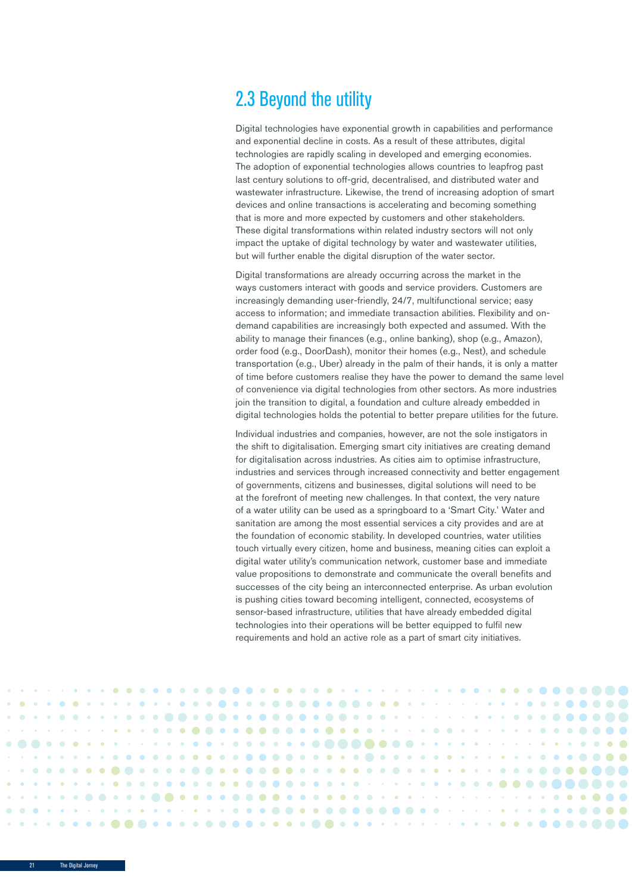## 2.3 Beyond the utility

Digital technologies have exponential growth in capabilities and performance and exponential decline in costs. As a result of these attributes, digital technologies are rapidly scaling in developed and emerging economies. The adoption of exponential technologies allows countries to leapfrog past last century solutions to off-grid, decentralised, and distributed water and wastewater infrastructure. Likewise, the trend of increasing adoption of smart devices and online transactions is accelerating and becoming something that is more and more expected by customers and other stakeholders. These digital transformations within related industry sectors will not only impact the uptake of digital technology by water and wastewater utilities, but will further enable the digital disruption of the water sector.

Digital transformations are already occurring across the market in the ways customers interact with goods and service providers. Customers are increasingly demanding user-friendly, 24/7, multifunctional service; easy access to information; and immediate transaction abilities. Flexibility and on-demand capabilities are increasingly both expected and assumed. With the ability to manage their finances (e.g., online banking), shop (e.g., Amazon), order food (e.g., DoorDash), monitor their homes (e.g., Nest), and schedule transportation (e.g., Uber) already in the palm of their hands, it is only a matter of time before customers realise they have the power to demand the same level of convenience via digital technologies from other sectors. As more industries join the transition to digital, a foundation and culture already embedded in digital technologies holds the potential to better prepare utilities for the future.

Individual industries and companies, however, are not the sole instigators in the shift to digitalisation. Emerging smart city initiatives are creating demand for digitalisation across industries. As cities aim to optimise infrastructure, industries and services through increased connectivity and better engagement of governments, citizens and businesses, digital solutions will need to be at the forefront of meeting new challenges. In that context, the very nature of a water utility can be used as a springboard to a 'Smart City.' Water and sanitation are among the most essential services a city provides and are at the foundation of economic stability. In developed countries, water utilities touch virtually every citizen, home and business, meaning cities can exploit a digital water utility's communication network, customer base and immediate value propositions to demonstrate and communicate the overall benefits and successes of the city being an interconnected enterprise. As urban evolution is pushing cities toward becoming intelligent, connected, ecosystems of sensor-based infrastructure, utilities that have already embedded digital technologies into their operations will be better equipped to fulfil new requirements and hold an active role as a part of smart city initiatives.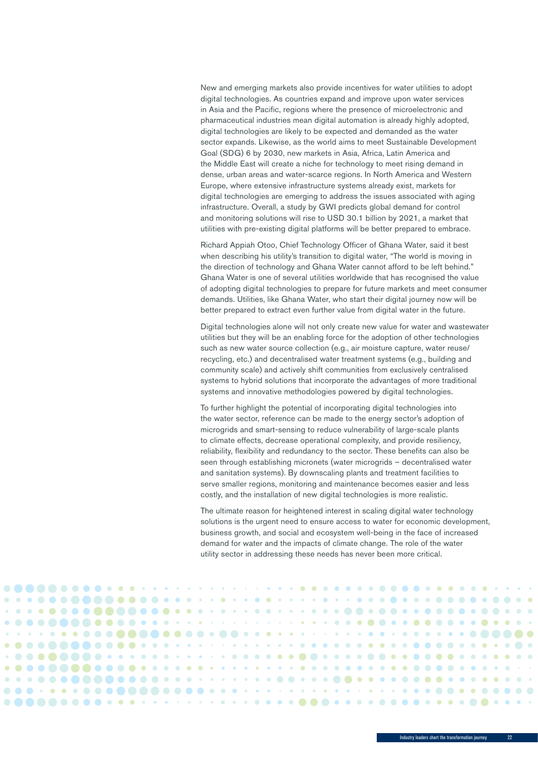New and emerging markets also provide incentives for water utilities to adopt digital technologies. As countries expand and improve upon water services in Asia and the Pacific, regions where the presence of microelectronic and pharmaceutical industries mean digital automation is already highly adopted, digital technologies are likely to be expected and demanded as the water sector expands. Likewise, as the world aims to meet Sustainable Development Goal (SDG) 6 by 2030, new markets in Asia, Africa, Latin America and the Middle East will create a niche for technology to meet rising demand in dense, urban areas and water-scarce regions. In North America and Western Europe, where extensive infrastructure systems already exist, markets for digital technologies are emerging to address the issues associated with aging infrastructure. Overall, a study by GWI predicts global demand for control and monitoring solutions will rise to USD 30.1 billion by 2021, a market that utilities with pre-existing digital platforms will be better prepared to embrace.

Richard Appiah Otoo, Chief Technology Officer of Ghana Water, said it best when describing his utility's transition to digital water, "The world is moving in the direction of technology and Ghana Water cannot afford to be left behind." Ghana Water is one of several utilities worldwide that has recognised the value of adopting digital technologies to prepare for future markets and meet consumer demands. Utilities, like Ghana Water, who start their digital journey now will be better prepared to extract even further value from digital water in the future.

Digital technologies alone will not only create new value for water and wastewater utilities but they will be an enabling force for the adoption of other technologies such as new water source collection (e.g., air moisture capture, water reuse/recycling, etc.) and decentralised water treatment systems (e.g., building and community scale) and actively shift communities from exclusively centralised systems to hybrid solutions that incorporate the advantages of more traditional systems and innovative methodologies powered by digital technologies.

To further highlight the potential of incorporating digital technologies into the water sector, reference can be made to the energy sector's adoption of microgrids and smart-sensing to reduce vulnerability of large-scale plants to climate effects, decrease operational complexity, and provide resiliency, reliability, flexibility and redundancy to the sector. These benefits can also be seen through establishing micronets (water microgrids – decentralised water and sanitation systems). By downscaling plants and treatment facilities to serve smaller regions, monitoring and maintenance becomes easier and less costly, and the installation of new digital technologies is more realistic.

The ultimate reason for heightened interest in scaling digital water technology solutions is the urgent need to ensure access to water for economic development, business growth, and social and ecosystem well-being in the face of increased demand for water and the impacts of climate change. The role of the water utility sector in addressing these needs has never been more critical.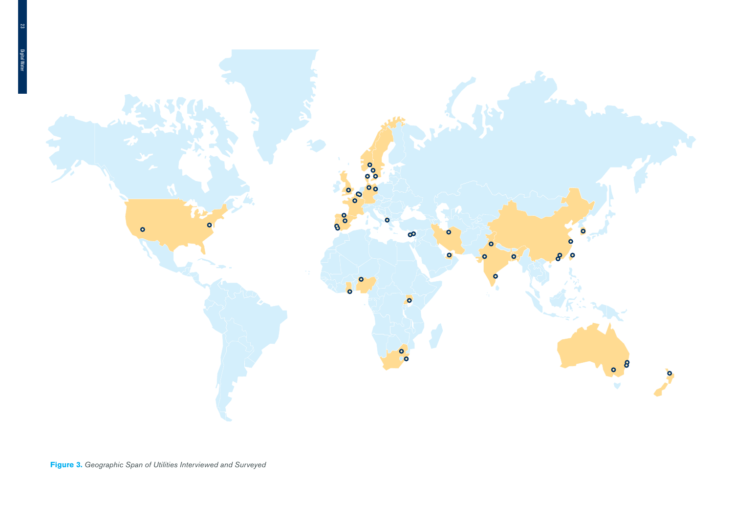**Figure 3.** *Geographic Span of Utilities Interviewed and Surveyed*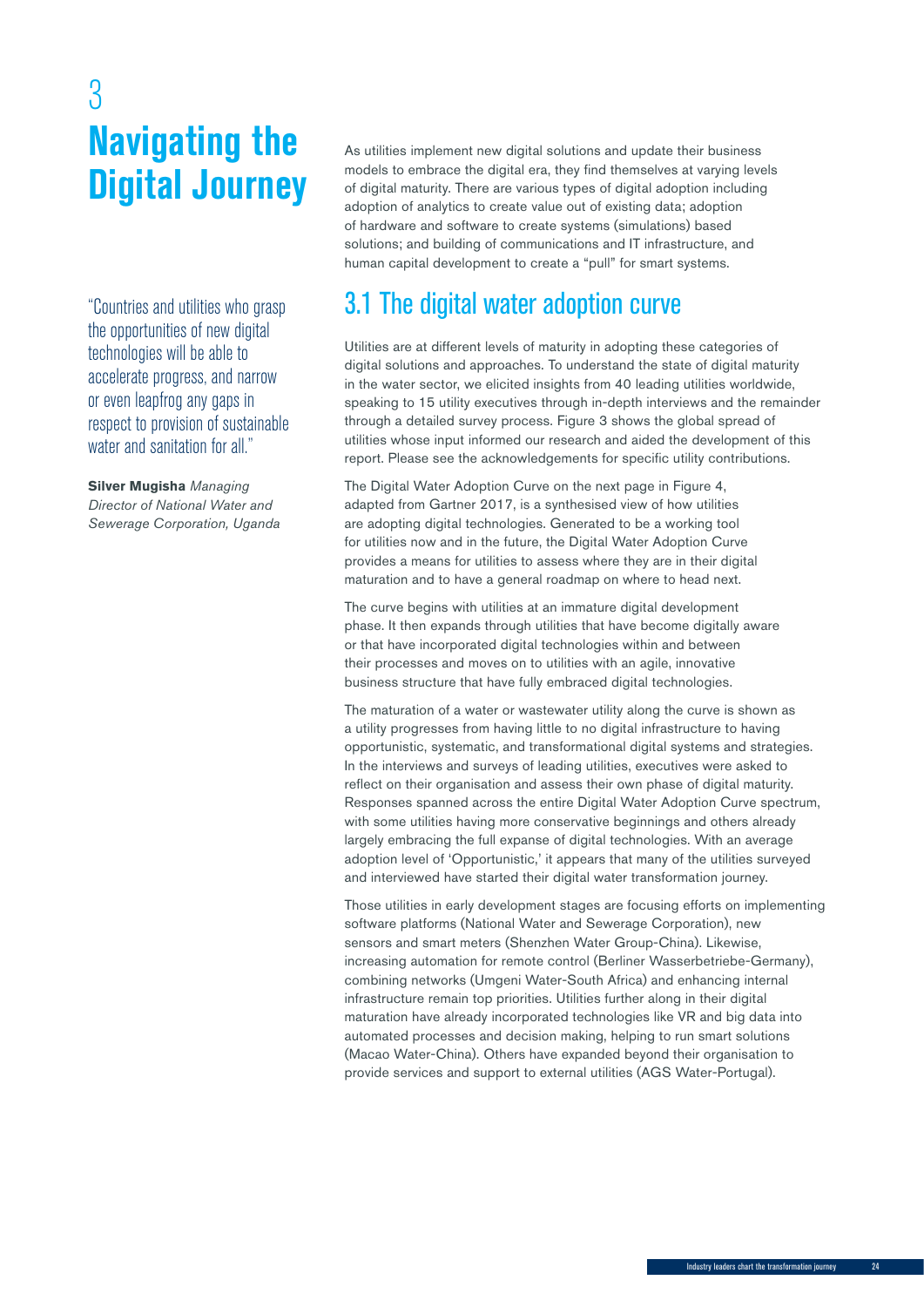# 3 Navigating the Digital Journey

"Countries and utilities who grasp the opportunities of new digital technologies will be able to accelerate progress, and narrow or even leapfrog any gaps in respect to provision of sustainable water and sanitation for all."

**Silver Mugisha** *Managing Director of National Water and Sewerage Corporation, Uganda*

As utilities implement new digital solutions and update their business models to embrace the digital era, they find themselves at varying levels of digital maturity. There are various types of digital adoption including adoption of analytics to create value out of existing data; adoption of hardware and software to create systems (simulations) based solutions; and building of communications and IT infrastructure, and human capital development to create a "pull" for smart systems.

## 3.1 The digital water adoption curve

Utilities are at different levels of maturity in adopting these categories of digital solutions and approaches. To understand the state of digital maturity in the water sector, we elicited insights from 40 leading utilities worldwide, speaking to 15 utility executives through in-depth interviews and the remainder through a detailed survey process. Figure 3 shows the global spread of utilities whose input informed our research and aided the development of this report. Please see the acknowledgements for specific utility contributions.

The Digital Water Adoption Curve on the next page in Figure 4, adapted from Gartner 2017, is a synthesised view of how utilities are adopting digital technologies. Generated to be a working tool for utilities now and in the future, the Digital Water Adoption Curve provides a means for utilities to assess where they are in their digital maturation and to have a general roadmap on where to head next.

The curve begins with utilities at an immature digital development phase. It then expands through utilities that have become digitally aware or that have incorporated digital technologies within and between their processes and moves on to utilities with an agile, innovative business structure that have fully embraced digital technologies.

The maturation of a water or wastewater utility along the curve is shown as a utility progresses from having little to no digital infrastructure to having opportunistic, systematic, and transformational digital systems and strategies. In the interviews and surveys of leading utilities, executives were asked to reflect on their organisation and assess their own phase of digital maturity. Responses spanned across the entire Digital Water Adoption Curve spectrum, with some utilities having more conservative beginnings and others already largely embracing the full expanse of digital technologies. With an average adoption level of 'Opportunistic,' it appears that many of the utilities surveyed and interviewed have started their digital water transformation journey.

Those utilities in early development stages are focusing efforts on implementing software platforms (National Water and Sewerage Corporation), new sensors and smart meters (Shenzhen Water Group-China). Likewise, increasing automation for remote control (Berliner Wasserbetriebe-Germany), combining networks (Umgeni Water-South Africa) and enhancing internal infrastructure remain top priorities. Utilities further along in their digital maturation have already incorporated technologies like VR and big data into automated processes and decision making, helping to run smart solutions (Macao Water-China). Others have expanded beyond their organisation to provide services and support to external utilities (AGS Water-Portugal).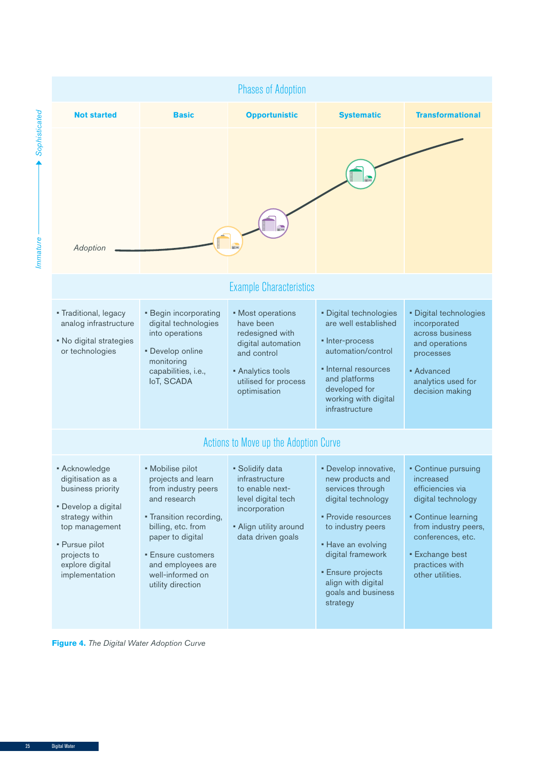## Phases of Adoption

| | Not started | Basic | Opportunistic | Systematic | Transformational |
|---|---|---|---|---|---|
| **Example Characteristics** | • Traditional, legacy analog infrastructure<br>• No digital strategies or technologies | • Begin incorporating digital technologies into operations<br>• Develop online monitoring capabilities, i.e., IoT, SCADA | • Most operations have been redesigned with digital automation and control<br>• Analytics tools utilised for process optimisation | • Digital technologies are well established<br>• Inter-process automation/control<br>• Internal resources and platforms developed for working with digital infrastructure | • Digital technologies incorporated across business and operations processes<br>• Advanced analytics used for decision making |
| **Actions to Move up the Adoption Curve** | • Acknowledge digitisation as a business priority<br>• Develop a digital strategy within top management<br>• Pursue pilot projects to explore digital implementation | • Mobilise pilot projects and learn from industry peers and research<br>• Transition recording, billing, etc. from paper to digital<br>• Ensure customers and employees are well-informed on utility direction | • Solidify data infrastructure to enable next-level digital tech incorporation<br>• Align utility around data driven goals | • Develop innovative, new products and services through digital technology<br>• Provide resources to industry peers<br>• Have an evolving digital framework<br>• Ensure projects align with digital goals and business strategy | • Continue pursuing increased efficiencies via digital technology<br>• Continue learning from industry peers, conferences, etc.<br>• Exchange best practices with other utilities. |

**Figure 4.** *The Digital Water Adoption Curve*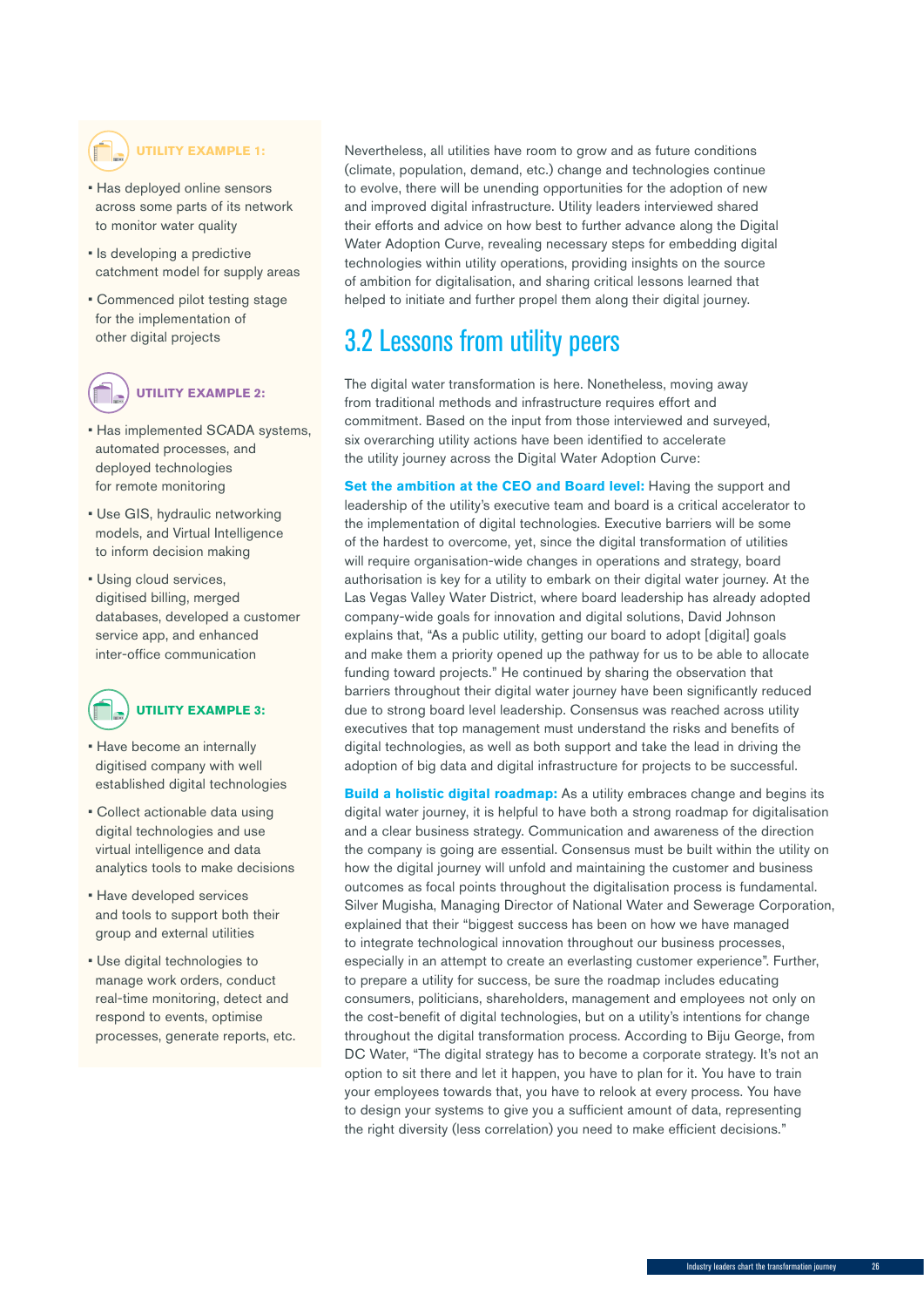**UTILITY EXAMPLE 1:**

- Has deployed online sensors across some parts of its network to monitor water quality
- Is developing a predictive catchment model for supply areas
- Commenced pilot testing stage for the implementation of other digital projects

**UTILITY EXAMPLE 2:**

- Has implemented SCADA systems, automated processes, and deployed technologies for remote monitoring
- Use GIS, hydraulic networking models, and Virtual Intelligence to inform decision making
- Using cloud services, digitised billing, merged databases, developed a customer service app, and enhanced inter-office communication

**UTILITY EXAMPLE 3:**

- Have become an internally digitised company with well established digital technologies
- Collect actionable data using digital technologies and use virtual intelligence and data analytics tools to make decisions
- Have developed services and tools to support both their group and external utilities
- Use digital technologies to manage work orders, conduct real-time monitoring, detect and respond to events, optimise processes, generate reports, etc.

Nevertheless, all utilities have room to grow and as future conditions (climate, population, demand, etc.) change and technologies continue to evolve, there will be unending opportunities for the adoption of new and improved digital infrastructure. Utility leaders interviewed shared their efforts and advice on how best to further advance along the Digital Water Adoption Curve, revealing necessary steps for embedding digital technologies within utility operations, providing insights on the source of ambition for digitalisation, and sharing critical lessons learned that helped to initiate and further propel them along their digital journey.

## 3.2 Lessons from utility peers

The digital water transformation is here. Nonetheless, moving away from traditional methods and infrastructure requires effort and commitment. Based on the input from those interviewed and surveyed, six overarching utility actions have been identified to accelerate the utility journey across the Digital Water Adoption Curve:

**Set the ambition at the CEO and Board level:** Having the support and leadership of the utility's executive team and board is a critical accelerator to the implementation of digital technologies. Executive barriers will be some of the hardest to overcome, yet, since the digital transformation of utilities will require organisation-wide changes in operations and strategy, board authorisation is key for a utility to embark on their digital water journey. At the Las Vegas Valley Water District, where board leadership has already adopted company-wide goals for innovation and digital solutions, David Johnson explains that, "As a public utility, getting our board to adopt [digital] goals and make them a priority opened up the pathway for us to be able to allocate funding toward projects." He continued by sharing the observation that barriers throughout their digital water journey have been significantly reduced due to strong board level leadership. Consensus was reached across utility executives that top management must understand the risks and benefits of digital technologies, as well as both support and take the lead in driving the adoption of big data and digital infrastructure for projects to be successful.

**Build a holistic digital roadmap:** As a utility embraces change and begins its digital water journey, it is helpful to have both a strong roadmap for digitalisation and a clear business strategy. Communication and awareness of the direction the company is going are essential. Consensus must be built within the utility on how the digital journey will unfold and maintaining the customer and business outcomes as focal points throughout the digitalisation process is fundamental. Silver Mugisha, Managing Director of National Water and Sewerage Corporation, explained that their "biggest success has been on how we have managed to integrate technological innovation throughout our business processes, especially in an attempt to create an everlasting customer experience". Further, to prepare a utility for success, be sure the roadmap includes educating consumers, politicians, shareholders, management and employees not only on the cost-benefit of digital technologies, but on a utility's intentions for change throughout the digital transformation process. According to Biju George, from DC Water, "The digital strategy has to become a corporate strategy. It's not an option to sit there and let it happen, you have to plan for it. You have to train your employees towards that, you have to relook at every process. You have to design your systems to give you a sufficient amount of data, representing the right diversity (less correlation) you need to make efficient decisions."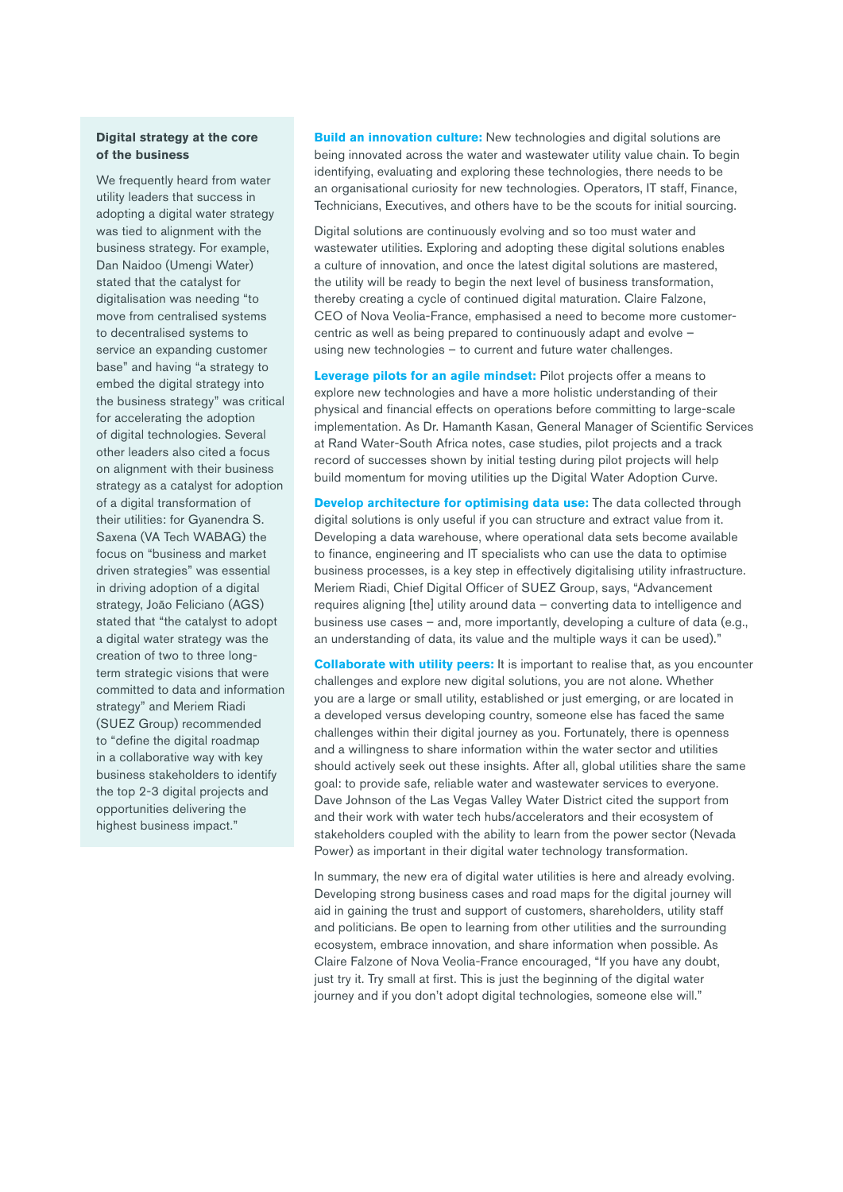**Digital strategy at the core of the business**

We frequently heard from water utility leaders that success in adopting a digital water strategy was tied to alignment with the business strategy. For example, Dan Naidoo (Umengi Water) stated that the catalyst for digitalisation was needing "to move from centralised systems to decentralised systems to service an expanding customer base" and having "a strategy to embed the digital strategy into the business strategy" was critical for accelerating the adoption of digital technologies. Several other leaders also cited a focus on alignment with their business strategy as a catalyst for adoption of a digital transformation of their utilities: for Gyanendra S. Saxena (VA Tech WABAG) the focus on "business and market driven strategies" was essential in driving adoption of a digital strategy, João Feliciano (AGS) stated that "the catalyst to adopt a digital water strategy was the creation of two to three long-term strategic visions that were committed to data and information strategy" and Meriem Riadi (SUEZ Group) recommended to "define the digital roadmap in a collaborative way with key business stakeholders to identify the top 2-3 digital projects and opportunities delivering the highest business impact."

**Build an innovation culture:** New technologies and digital solutions are being innovated across the water and wastewater utility value chain. To begin identifying, evaluating and exploring these technologies, there needs to be an organisational curiosity for new technologies. Operators, IT staff, Finance, Technicians, Executives, and others have to be the scouts for initial sourcing.

Digital solutions are continuously evolving and so too must water and wastewater utilities. Exploring and adopting these digital solutions enables a culture of innovation, and once the latest digital solutions are mastered, the utility will be ready to begin the next level of business transformation, thereby creating a cycle of continued digital maturation. Claire Falzone, CEO of Nova Veolia-France, emphasised a need to become more customer-centric as well as being prepared to continuously adapt and evolve – using new technologies – to current and future water challenges.

**Leverage pilots for an agile mindset:** Pilot projects offer a means to explore new technologies and have a more holistic understanding of their physical and financial effects on operations before committing to large-scale implementation. As Dr. Hamanth Kasan, General Manager of Scientific Services at Rand Water-South Africa notes, case studies, pilot projects and a track record of successes shown by initial testing during pilot projects will help build momentum for moving utilities up the Digital Water Adoption Curve.

**Develop architecture for optimising data use:** The data collected through digital solutions is only useful if you can structure and extract value from it. Developing a data warehouse, where operational data sets become available to finance, engineering and IT specialists who can use the data to optimise business processes, is a key step in effectively digitalising utility infrastructure. Meriem Riadi, Chief Digital Officer of SUEZ Group, says, "Advancement requires aligning [the] utility around data – converting data to intelligence and business use cases – and, more importantly, developing a culture of data (e.g., an understanding of data, its value and the multiple ways it can be used)."

**Collaborate with utility peers:** It is important to realise that, as you encounter challenges and explore new digital solutions, you are not alone. Whether you are a large or small utility, established or just emerging, or are located in a developed versus developing country, someone else has faced the same challenges within their digital journey as you. Fortunately, there is openness and a willingness to share information within the water sector and utilities should actively seek out these insights. After all, global utilities share the same goal: to provide safe, reliable water and wastewater services to everyone. Dave Johnson of the Las Vegas Valley Water District cited the support from and their work with water tech hubs/accelerators and their ecosystem of stakeholders coupled with the ability to learn from the power sector (Nevada Power) as important in their digital water technology transformation.

In summary, the new era of digital water utilities is here and already evolving. Developing strong business cases and road maps for the digital journey will aid in gaining the trust and support of customers, shareholders, utility staff and politicians. Be open to learning from other utilities and the surrounding ecosystem, embrace innovation, and share information when possible. As Claire Falzone of Nova Veolia-France encouraged, "If you have any doubt, just try it. Try small at first. This is just the beginning of the digital water journey and if you don't adopt digital technologies, someone else will."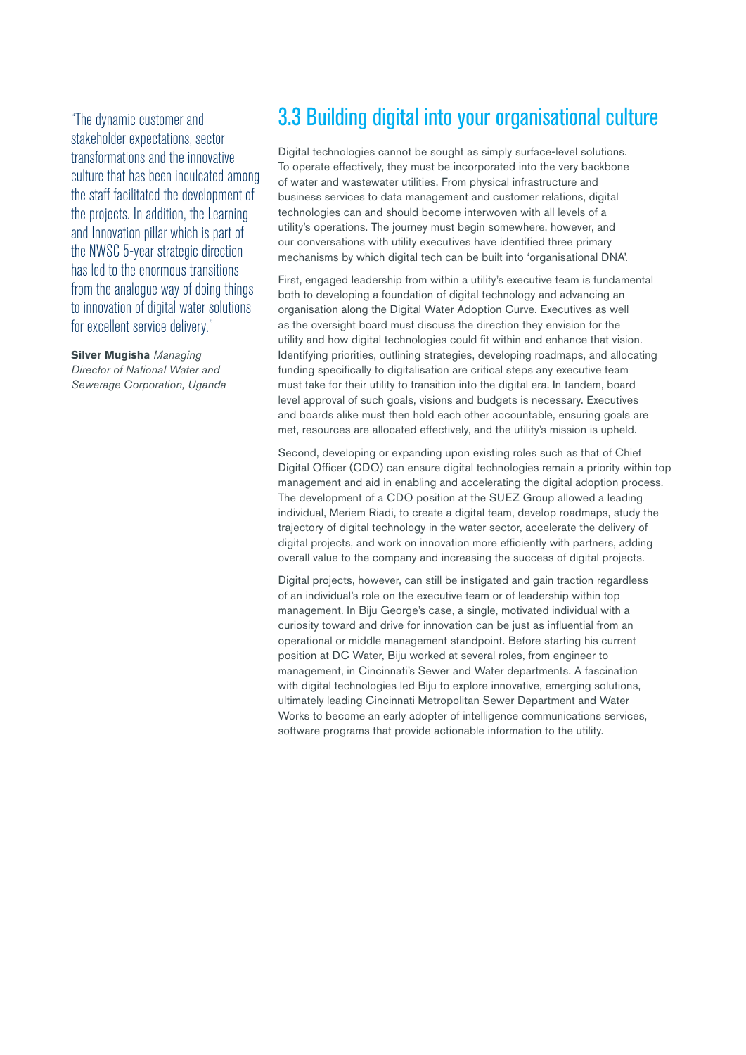## 3.3 Building digital into your organisational culture

"The dynamic customer and stakeholder expectations, sector transformations and the innovative culture that has been inculcated among the staff facilitated the development of the projects. In addition, the Learning and Innovation pillar which is part of the NWSC 5-year strategic direction has led to the enormous transitions from the analogue way of doing things to innovation of digital water solutions for excellent service delivery."

**Silver Mugisha** *Managing Director of National Water and Sewerage Corporation, Uganda*

Digital technologies cannot be sought as simply surface-level solutions. To operate effectively, they must be incorporated into the very backbone of water and wastewater utilities. From physical infrastructure and business services to data management and customer relations, digital technologies can and should become interwoven with all levels of a utility's operations. The journey must begin somewhere, however, and our conversations with utility executives have identified three primary mechanisms by which digital tech can be built into 'organisational DNA'.

First, engaged leadership from within a utility's executive team is fundamental both to developing a foundation of digital technology and advancing an organisation along the Digital Water Adoption Curve. Executives as well as the oversight board must discuss the direction they envision for the utility and how digital technologies could fit within and enhance that vision. Identifying priorities, outlining strategies, developing roadmaps, and allocating funding specifically to digitalisation are critical steps any executive team must take for their utility to transition into the digital era. In tandem, board level approval of such goals, visions and budgets is necessary. Executives and boards alike must then hold each other accountable, ensuring goals are met, resources are allocated effectively, and the utility's mission is upheld.

Second, developing or expanding upon existing roles such as that of Chief Digital Officer (CDO) can ensure digital technologies remain a priority within top management and aid in enabling and accelerating the digital adoption process. The development of a CDO position at the SUEZ Group allowed a leading individual, Meriem Riadi, to create a digital team, develop roadmaps, study the trajectory of digital technology in the water sector, accelerate the delivery of digital projects, and work on innovation more efficiently with partners, adding overall value to the company and increasing the success of digital projects.

Digital projects, however, can still be instigated and gain traction regardless of an individual's role on the executive team or of leadership within top management. In Biju George's case, a single, motivated individual with a curiosity toward and drive for innovation can be just as influential from an operational or middle management standpoint. Before starting his current position at DC Water, Biju worked at several roles, from engineer to management, in Cincinnati's Sewer and Water departments. A fascination with digital technologies led Biju to explore innovative, emerging solutions, ultimately leading Cincinnati Metropolitan Sewer Department and Water Works to become an early adopter of intelligence communications services, software programs that provide actionable information to the utility.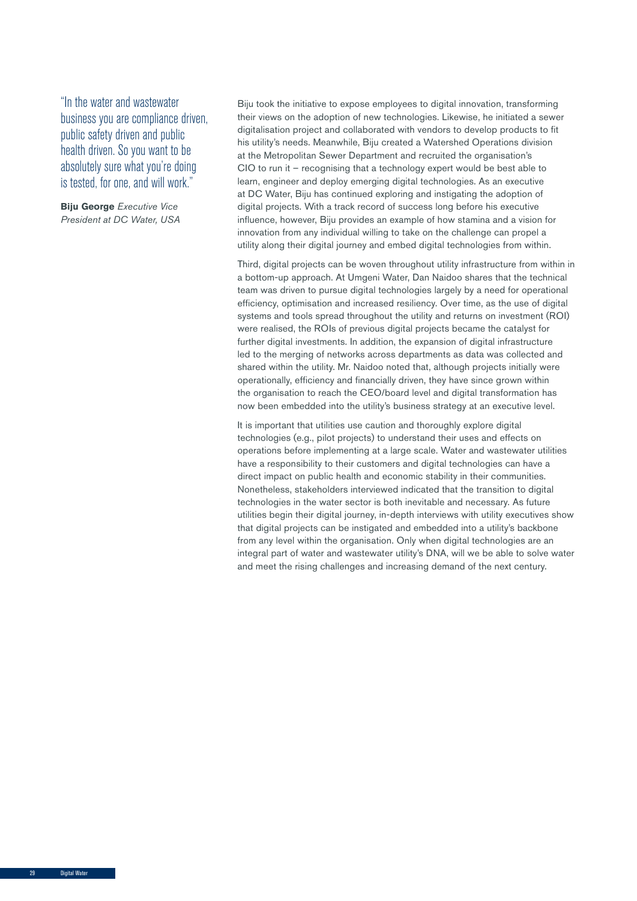"In the water and wastewater business you are compliance driven, public safety driven and public health driven. So you want to be absolutely sure what you're doing is tested, for one, and will work."

**Biju George** *Executive Vice President at DC Water, USA*

Biju took the initiative to expose employees to digital innovation, transforming their views on the adoption of new technologies. Likewise, he initiated a sewer digitalisation project and collaborated with vendors to develop products to fit his utility's needs. Meanwhile, Biju created a Watershed Operations division at the Metropolitan Sewer Department and recruited the organisation's CIO to run it – recognising that a technology expert would be best able to learn, engineer and deploy emerging digital technologies. As an executive at DC Water, Biju has continued exploring and instigating the adoption of digital projects. With a track record of success long before his executive influence, however, Biju provides an example of how stamina and a vision for innovation from any individual willing to take on the challenge can propel a utility along their digital journey and embed digital technologies from within.

Third, digital projects can be woven throughout utility infrastructure from within in a bottom-up approach. At Umgeni Water, Dan Naidoo shares that the technical team was driven to pursue digital technologies largely by a need for operational efficiency, optimisation and increased resiliency. Over time, as the use of digital systems and tools spread throughout the utility and returns on investment (ROI) were realised, the ROIs of previous digital projects became the catalyst for further digital investments. In addition, the expansion of digital infrastructure led to the merging of networks across departments as data was collected and shared within the utility. Mr. Naidoo noted that, although projects initially were operationally, efficiency and financially driven, they have since grown within the organisation to reach the CEO/board level and digital transformation has now been embedded into the utility's business strategy at an executive level.

It is important that utilities use caution and thoroughly explore digital technologies (e.g., pilot projects) to understand their uses and effects on operations before implementing at a large scale. Water and wastewater utilities have a responsibility to their customers and digital technologies can have a direct impact on public health and economic stability in their communities. Nonetheless, stakeholders interviewed indicated that the transition to digital technologies in the water sector is both inevitable and necessary. As future utilities begin their digital journey, in-depth interviews with utility executives show that digital projects can be instigated and embedded into a utility's backbone from any level within the organisation. Only when digital technologies are an integral part of water and wastewater utility's DNA, will we be able to solve water and meet the rising challenges and increasing demand of the next century.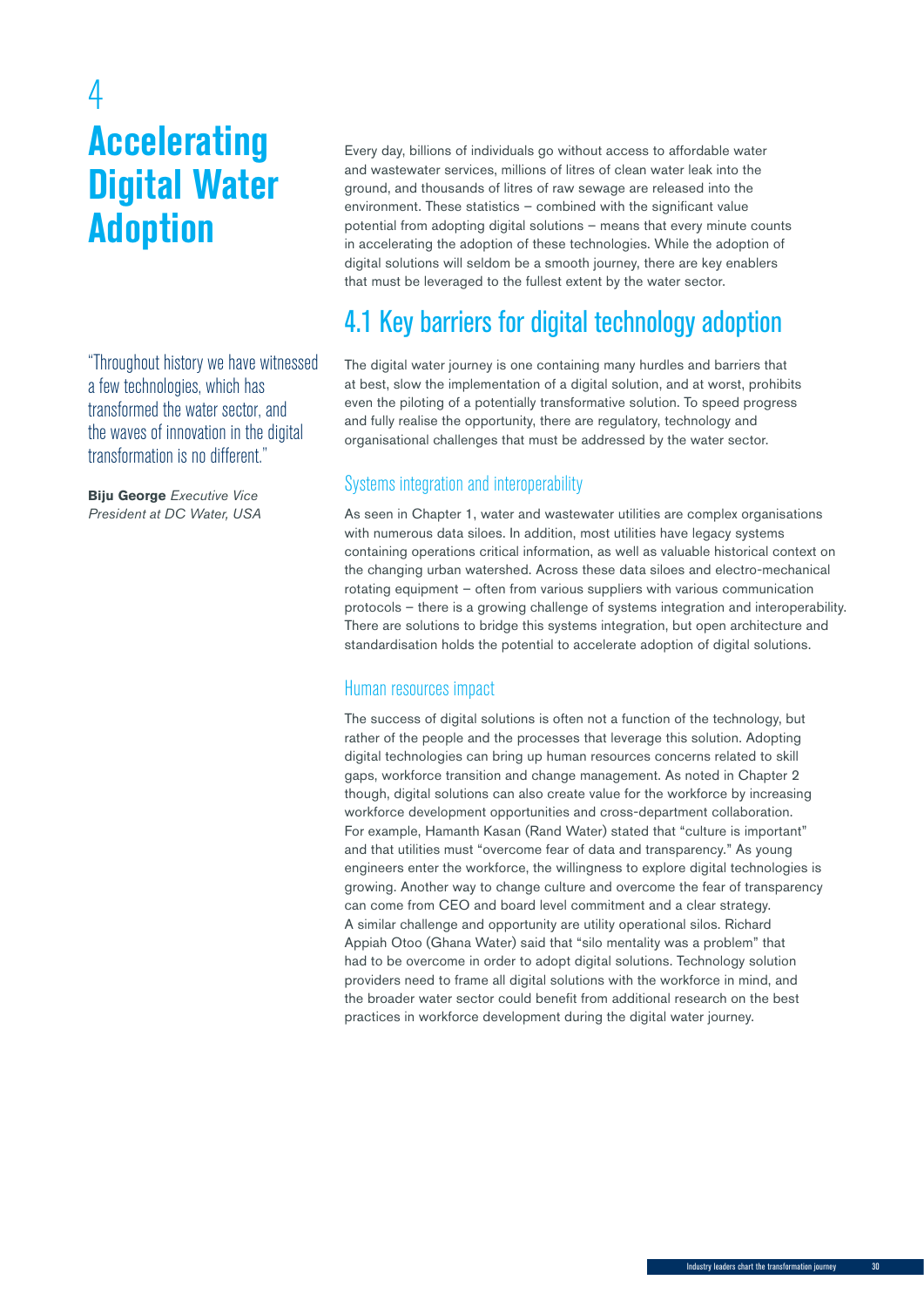# 4 Accelerating Digital Water Adoption

"Throughout history we have witnessed a few technologies, which has transformed the water sector, and the waves of innovation in the digital transformation is no different."

**Biju George** *Executive Vice President at DC Water, USA*

Every day, billions of individuals go without access to affordable water and wastewater services, millions of litres of clean water leak into the ground, and thousands of litres of raw sewage are released into the environment. These statistics – combined with the significant value potential from adopting digital solutions – means that every minute counts in accelerating the adoption of these technologies. While the adoption of digital solutions will seldom be a smooth journey, there are key enablers that must be leveraged to the fullest extent by the water sector.

## 4.1 Key barriers for digital technology adoption

The digital water journey is one containing many hurdles and barriers that at best, slow the implementation of a digital solution, and at worst, prohibits even the piloting of a potentially transformative solution. To speed progress and fully realise the opportunity, there are regulatory, technology and organisational challenges that must be addressed by the water sector.

### Systems integration and interoperability

As seen in Chapter 1, water and wastewater utilities are complex organisations with numerous data siloes. In addition, most utilities have legacy systems containing operations critical information, as well as valuable historical context on the changing urban watershed. Across these data siloes and electro-mechanical rotating equipment – often from various suppliers with various communication protocols – there is a growing challenge of systems integration and interoperability. There are solutions to bridge this systems integration, but open architecture and standardisation holds the potential to accelerate adoption of digital solutions.

### Human resources impact

The success of digital solutions is often not a function of the technology, but rather of the people and the processes that leverage this solution. Adopting digital technologies can bring up human resources concerns related to skill gaps, workforce transition and change management. As noted in Chapter 2 though, digital solutions can also create value for the workforce by increasing workforce development opportunities and cross-department collaboration. For example, Hamanth Kasan (Rand Water) stated that "culture is important" and that utilities must "overcome fear of data and transparency." As young engineers enter the workforce, the willingness to explore digital technologies is growing. Another way to change culture and overcome the fear of transparency can come from CEO and board level commitment and a clear strategy. A similar challenge and opportunity are utility operational silos. Richard Appiah Otoo (Ghana Water) said that "silo mentality was a problem" that had to be overcome in order to adopt digital solutions. Technology solution providers need to frame all digital solutions with the workforce in mind, and the broader water sector could benefit from additional research on the best practices in workforce development during the digital water journey.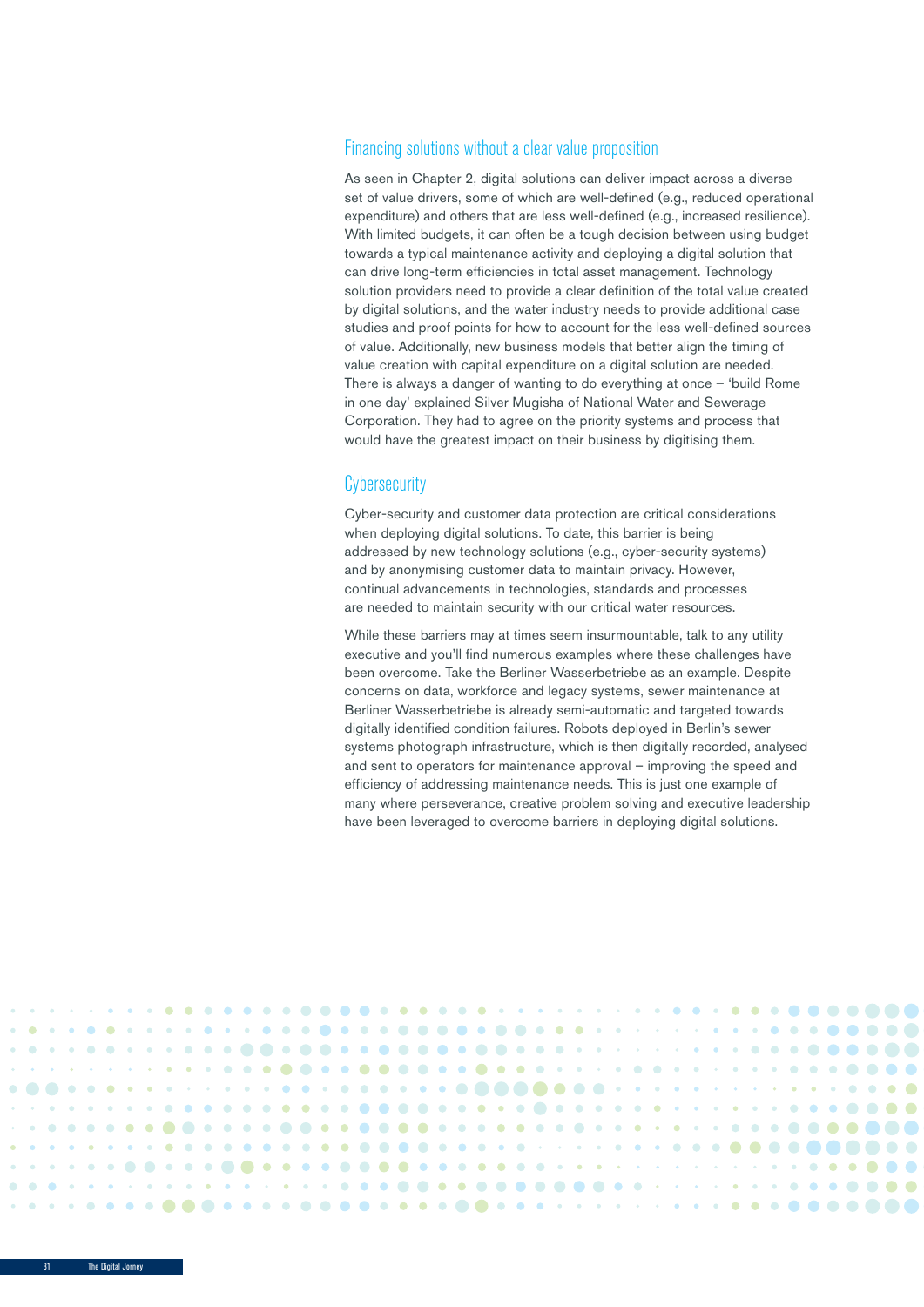## Financing solutions without a clear value proposition

As seen in Chapter 2, digital solutions can deliver impact across a diverse set of value drivers, some of which are well-defined (e.g., reduced operational expenditure) and others that are less well-defined (e.g., increased resilience). With limited budgets, it can often be a tough decision between using budget towards a typical maintenance activity and deploying a digital solution that can drive long-term efficiencies in total asset management. Technology solution providers need to provide a clear definition of the total value created by digital solutions, and the water industry needs to provide additional case studies and proof points for how to account for the less well-defined sources of value. Additionally, new business models that better align the timing of value creation with capital expenditure on a digital solution are needed. There is always a danger of wanting to do everything at once – 'build Rome in one day' explained Silver Mugisha of National Water and Sewerage Corporation. They had to agree on the priority systems and process that would have the greatest impact on their business by digitising them.

## Cybersecurity

Cyber-security and customer data protection are critical considerations when deploying digital solutions. To date, this barrier is being addressed by new technology solutions (e.g., cyber-security systems) and by anonymising customer data to maintain privacy. However, continual advancements in technologies, standards and processes are needed to maintain security with our critical water resources.

While these barriers may at times seem insurmountable, talk to any utility executive and you'll find numerous examples where these challenges have been overcome. Take the Berliner Wasserbetriebe as an example. Despite concerns on data, workforce and legacy systems, sewer maintenance at Berliner Wasserbetriebe is already semi-automatic and targeted towards digitally identified condition failures. Robots deployed in Berlin's sewer systems photograph infrastructure, which is then digitally recorded, analysed and sent to operators for maintenance approval – improving the speed and efficiency of addressing maintenance needs. This is just one example of many where perseverance, creative problem solving and executive leadership have been leveraged to overcome barriers in deploying digital solutions.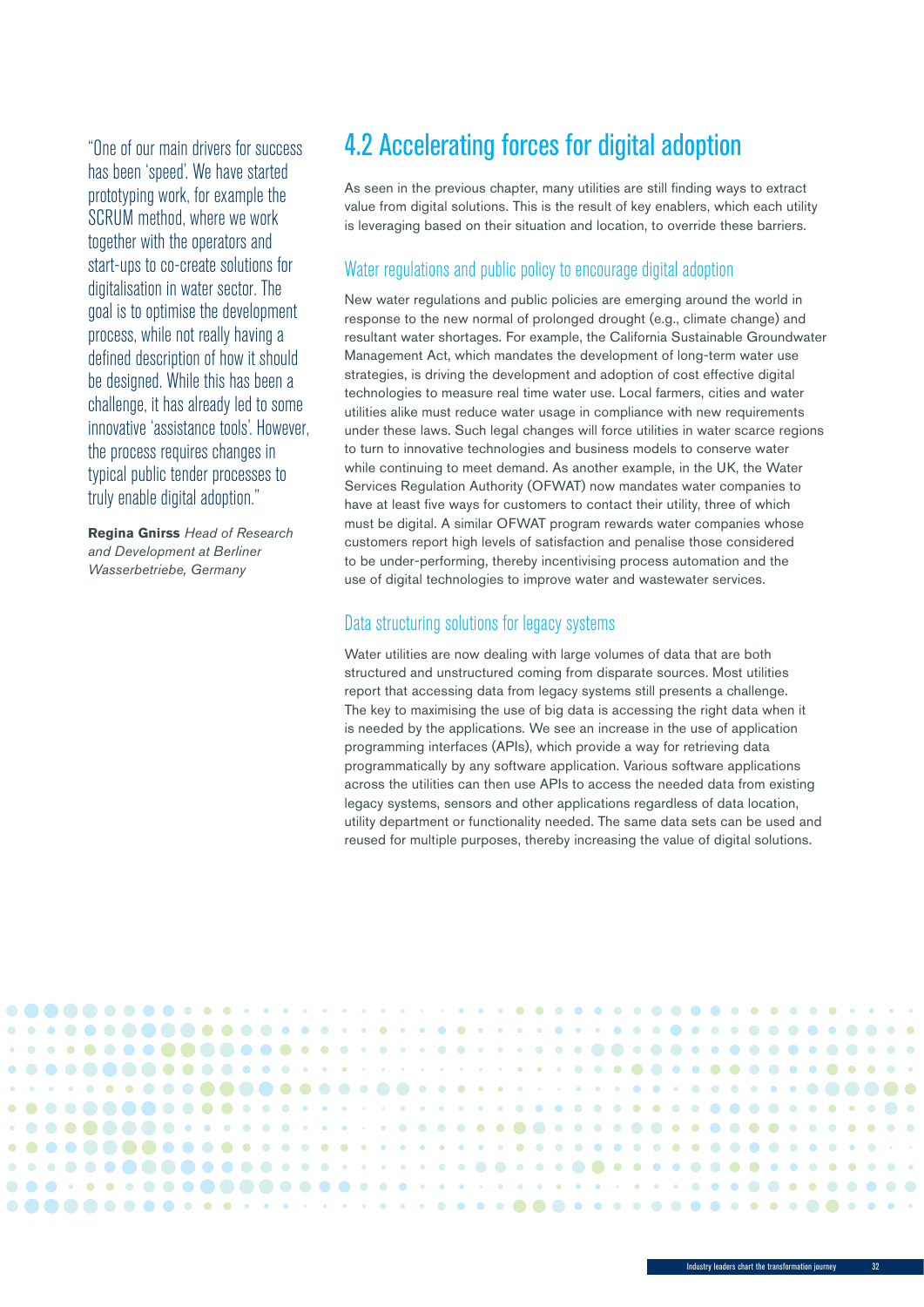> "One of our main drivers for success has been 'speed'. We have started prototyping work, for example the SCRUM method, where we work together with the operators and start-ups to co-create solutions for digitalisation in water sector. The goal is to optimise the development process, while not really having a defined description of how it should be designed. While this has been a challenge, it has already led to some innovative 'assistance tools'. However, the process requires changes in typical public tender processes to truly enable digital adoption."
>
> **Regina Gnirss** *Head of Research and Development at Berliner Wasserbetriebe, Germany*

## 4.2 Accelerating forces for digital adoption

As seen in the previous chapter, many utilities are still finding ways to extract value from digital solutions. This is the result of key enablers, which each utility is leveraging based on their situation and location, to override these barriers.

### Water regulations and public policy to encourage digital adoption

New water regulations and public policies are emerging around the world in response to the new normal of prolonged drought (e.g., climate change) and resultant water shortages. For example, the California Sustainable Groundwater Management Act, which mandates the development of long-term water use strategies, is driving the development and adoption of cost effective digital technologies to measure real time water use. Local farmers, cities and water utilities alike must reduce water usage in compliance with new requirements under these laws. Such legal changes will force utilities in water scarce regions to turn to innovative technologies and business models to conserve water while continuing to meet demand. As another example, in the UK, the Water Services Regulation Authority (OFWAT) now mandates water companies to have at least five ways for customers to contact their utility, three of which must be digital. A similar OFWAT program rewards water companies whose customers report high levels of satisfaction and penalise those considered to be under-performing, thereby incentivising process automation and the use of digital technologies to improve water and wastewater services.

### Data structuring solutions for legacy systems

Water utilities are now dealing with large volumes of data that are both structured and unstructured coming from disparate sources. Most utilities report that accessing data from legacy systems still presents a challenge. The key to maximising the use of big data is accessing the right data when it is needed by the applications. We see an increase in the use of application programming interfaces (APIs), which provide a way for retrieving data programmatically by any software application. Various software applications across the utilities can then use APIs to access the needed data from existing legacy systems, sensors and other applications regardless of data location, utility department or functionality needed. The same data sets can be used and reused for multiple purposes, thereby increasing the value of digital solutions.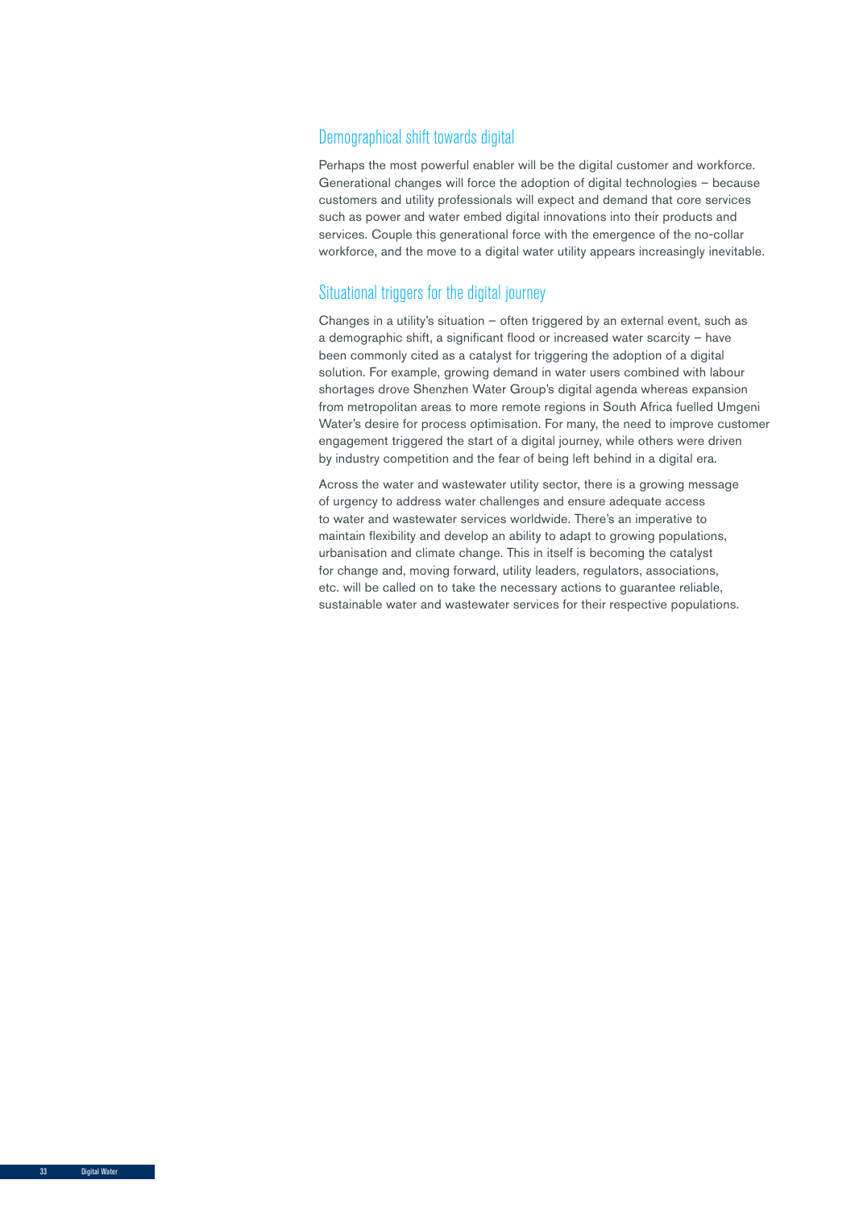## Demographical shift towards digital

Perhaps the most powerful enabler will be the digital customer and workforce. Generational changes will force the adoption of digital technologies – because customers and utility professionals will expect and demand that core services such as power and water embed digital innovations into their products and services. Couple this generational force with the emergence of the no-collar workforce, and the move to a digital water utility appears increasingly inevitable.

## Situational triggers for the digital journey

Changes in a utility's situation – often triggered by an external event, such as a demographic shift, a significant flood or increased water scarcity – have been commonly cited as a catalyst for triggering the adoption of a digital solution. For example, growing demand in water users combined with labour shortages drove Shenzhen Water Group's digital agenda whereas expansion from metropolitan areas to more remote regions in South Africa fuelled Umgeni Water's desire for process optimisation. For many, the need to improve customer engagement triggered the start of a digital journey, while others were driven by industry competition and the fear of being left behind in a digital era.

Across the water and wastewater utility sector, there is a growing message of urgency to address water challenges and ensure adequate access to water and wastewater services worldwide. There's an imperative to maintain flexibility and develop an ability to adapt to growing populations, urbanisation and climate change. This in itself is becoming the catalyst for change and, moving forward, utility leaders, regulators, associations, etc. will be called on to take the necessary actions to guarantee reliable, sustainable water and wastewater services for their respective populations.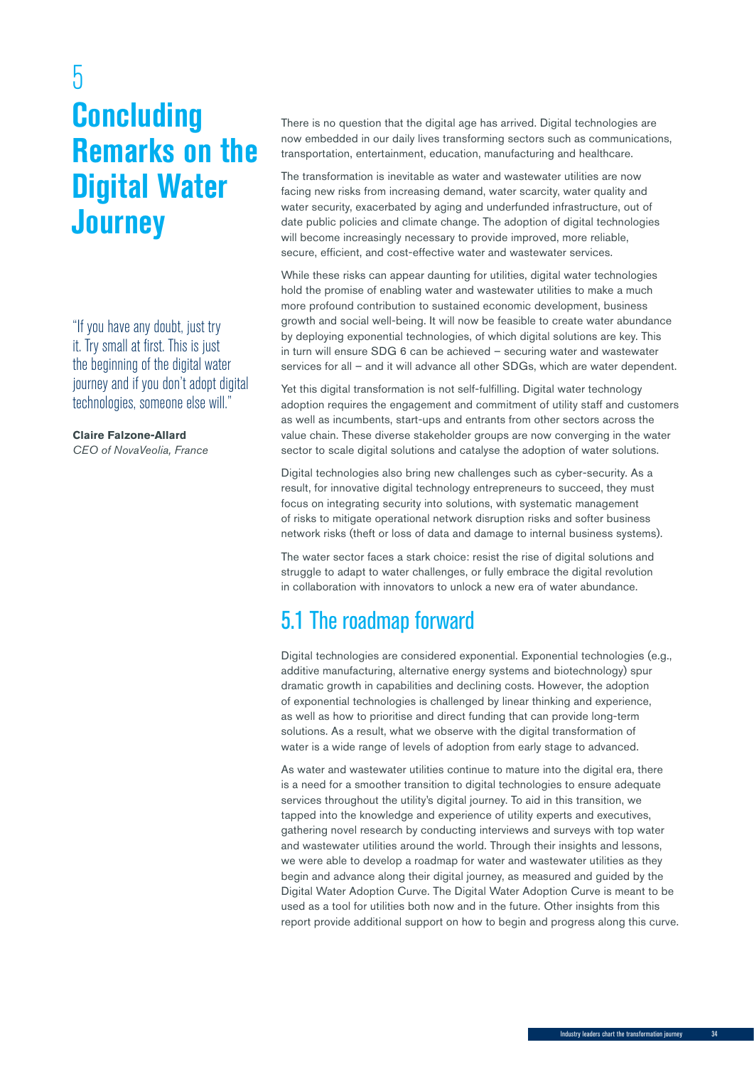# 5 Concluding Remarks on the Digital Water Journey

"If you have any doubt, just try it. Try small at first. This is just the beginning of the digital water journey and if you don't adopt digital technologies, someone else will."

**Claire Falzone-Allard**
*CEO of NovaVeolia, France*

There is no question that the digital age has arrived. Digital technologies are now embedded in our daily lives transforming sectors such as communications, transportation, entertainment, education, manufacturing and healthcare.

The transformation is inevitable as water and wastewater utilities are now facing new risks from increasing demand, water scarcity, water quality and water security, exacerbated by aging and underfunded infrastructure, out of date public policies and climate change. The adoption of digital technologies will become increasingly necessary to provide improved, more reliable, secure, efficient, and cost-effective water and wastewater services.

While these risks can appear daunting for utilities, digital water technologies hold the promise of enabling water and wastewater utilities to make a much more profound contribution to sustained economic development, business growth and social well-being. It will now be feasible to create water abundance by deploying exponential technologies, of which digital solutions are key. This in turn will ensure SDG 6 can be achieved – securing water and wastewater services for all – and it will advance all other SDGs, which are water dependent.

Yet this digital transformation is not self-fulfilling. Digital water technology adoption requires the engagement and commitment of utility staff and customers as well as incumbents, start-ups and entrants from other sectors across the value chain. These diverse stakeholder groups are now converging in the water sector to scale digital solutions and catalyse the adoption of water solutions.

Digital technologies also bring new challenges such as cyber-security. As a result, for innovative digital technology entrepreneurs to succeed, they must focus on integrating security into solutions, with systematic management of risks to mitigate operational network disruption risks and softer business network risks (theft or loss of data and damage to internal business systems).

The water sector faces a stark choice: resist the rise of digital solutions and struggle to adapt to water challenges, or fully embrace the digital revolution in collaboration with innovators to unlock a new era of water abundance.

## 5.1 The roadmap forward

Digital technologies are considered exponential. Exponential technologies (e.g., additive manufacturing, alternative energy systems and biotechnology) spur dramatic growth in capabilities and declining costs. However, the adoption of exponential technologies is challenged by linear thinking and experience, as well as how to prioritise and direct funding that can provide long-term solutions. As a result, what we observe with the digital transformation of water is a wide range of levels of adoption from early stage to advanced.

As water and wastewater utilities continue to mature into the digital era, there is a need for a smoother transition to digital technologies to ensure adequate services throughout the utility's digital journey. To aid in this transition, we tapped into the knowledge and experience of utility experts and executives, gathering novel research by conducting interviews and surveys with top water and wastewater utilities around the world. Through their insights and lessons, we were able to develop a roadmap for water and wastewater utilities as they begin and advance along their digital journey, as measured and guided by the Digital Water Adoption Curve. The Digital Water Adoption Curve is meant to be used as a tool for utilities both now and in the future. Other insights from this report provide additional support on how to begin and progress along this curve.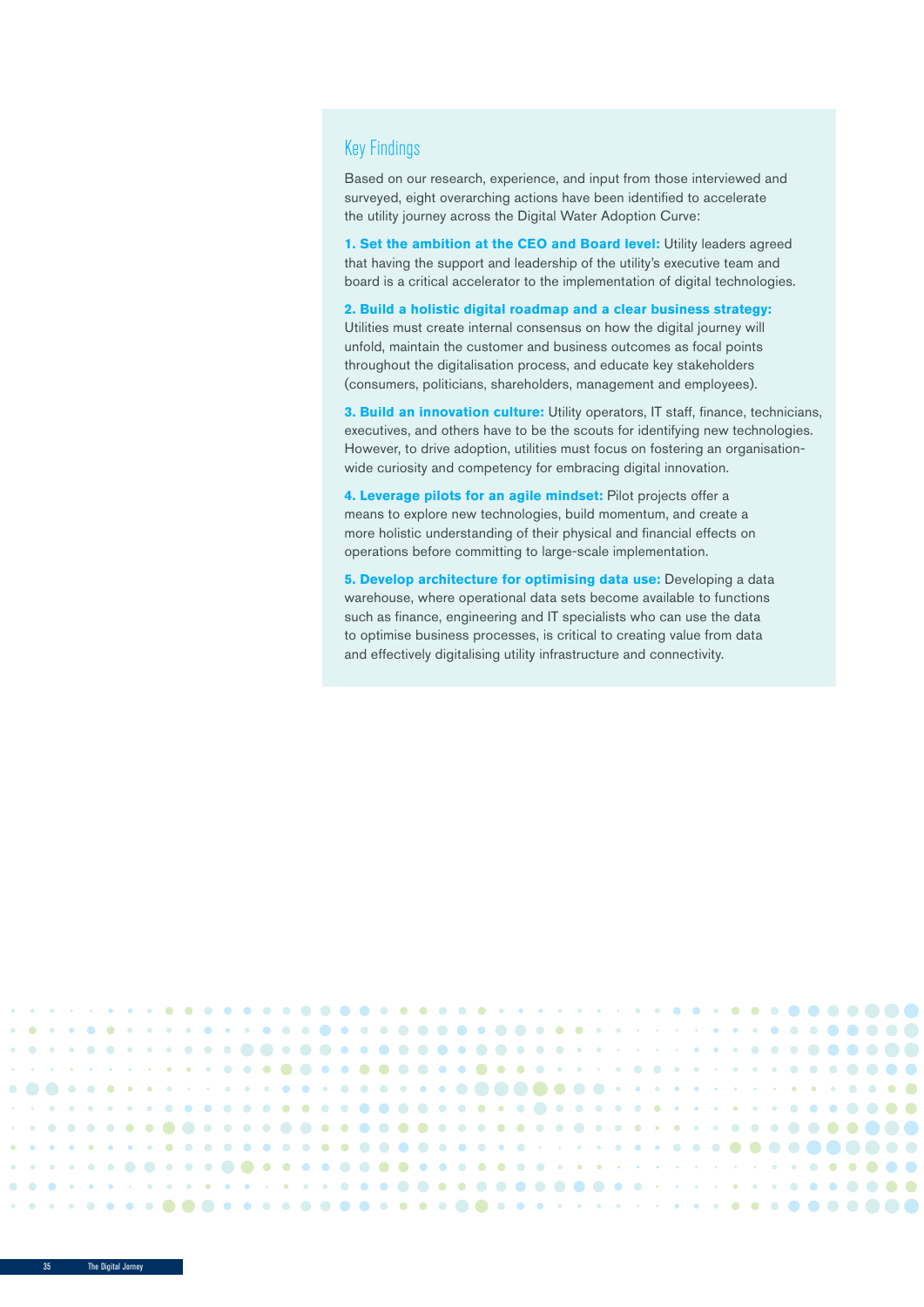## Key Findings

Based on our research, experience, and input from those interviewed and surveyed, eight overarching actions have been identified to accelerate the utility journey across the Digital Water Adoption Curve:

**1. Set the ambition at the CEO and Board level:** Utility leaders agreed that having the support and leadership of the utility's executive team and board is a critical accelerator to the implementation of digital technologies.

**2. Build a holistic digital roadmap and a clear business strategy:** Utilities must create internal consensus on how the digital journey will unfold, maintain the customer and business outcomes as focal points throughout the digitalisation process, and educate key stakeholders (consumers, politicians, shareholders, management and employees).

**3. Build an innovation culture:** Utility operators, IT staff, finance, technicians, executives, and others have to be the scouts for identifying new technologies. However, to drive adoption, utilities must focus on fostering an organisation-wide curiosity and competency for embracing digital innovation.

**4. Leverage pilots for an agile mindset:** Pilot projects offer a means to explore new technologies, build momentum, and create a more holistic understanding of their physical and financial effects on operations before committing to large-scale implementation.

**5. Develop architecture for optimising data use:** Developing a data warehouse, where operational data sets become available to functions such as finance, engineering and IT specialists who can use the data to optimise business processes, is critical to creating value from data and effectively digitalising utility infrastructure and connectivity.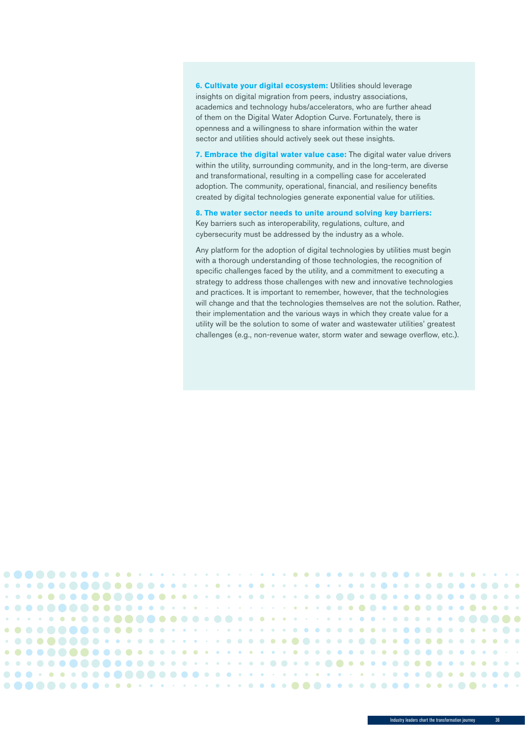**6. Cultivate your digital ecosystem:** Utilities should leverage insights on digital migration from peers, industry associations, academics and technology hubs/accelerators, who are further ahead of them on the Digital Water Adoption Curve. Fortunately, there is openness and a willingness to share information within the water sector and utilities should actively seek out these insights.

**7. Embrace the digital water value case:** The digital water value drivers within the utility, surrounding community, and in the long-term, are diverse and transformational, resulting in a compelling case for accelerated adoption. The community, operational, financial, and resiliency benefits created by digital technologies generate exponential value for utilities.

**8. The water sector needs to unite around solving key barriers:** Key barriers such as interoperability, regulations, culture, and cybersecurity must be addressed by the industry as a whole.

Any platform for the adoption of digital technologies by utilities must begin with a thorough understanding of those technologies, the recognition of specific challenges faced by the utility, and a commitment to executing a strategy to address those challenges with new and innovative technologies and practices. It is important to remember, however, that the technologies will change and that the technologies themselves are not the solution. Rather, their implementation and the various ways in which they create value for a utility will be the solution to some of water and wastewater utilities' greatest challenges (e.g., non-revenue water, storm water and sewage overflow, etc.).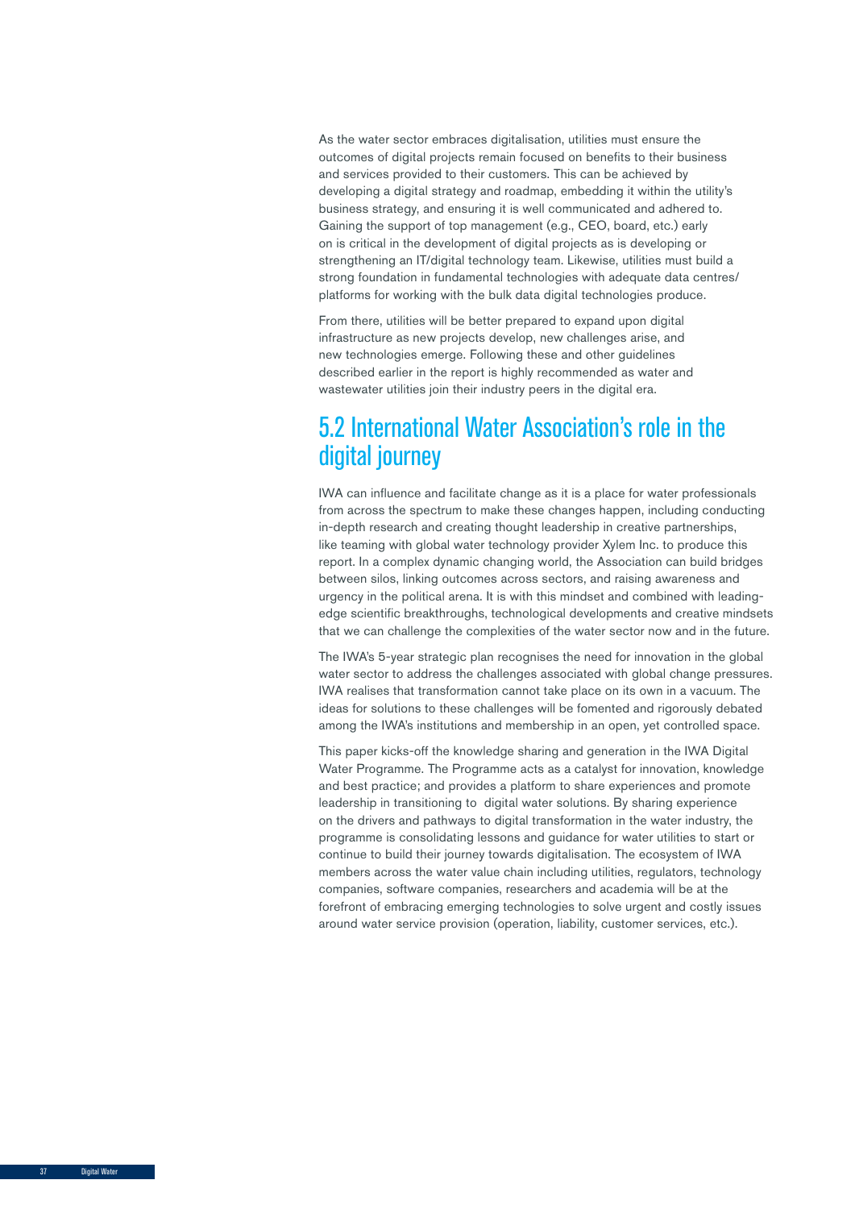As the water sector embraces digitalisation, utilities must ensure the outcomes of digital projects remain focused on benefits to their business and services provided to their customers. This can be achieved by developing a digital strategy and roadmap, embedding it within the utility's business strategy, and ensuring it is well communicated and adhered to. Gaining the support of top management (e.g., CEO, board, etc.) early on is critical in the development of digital projects as is developing or strengthening an IT/digital technology team. Likewise, utilities must build a strong foundation in fundamental technologies with adequate data centres/platforms for working with the bulk data digital technologies produce.

From there, utilities will be better prepared to expand upon digital infrastructure as new projects develop, new challenges arise, and new technologies emerge. Following these and other guidelines described earlier in the report is highly recommended as water and wastewater utilities join their industry peers in the digital era.

## 5.2 International Water Association's role in the digital journey

IWA can influence and facilitate change as it is a place for water professionals from across the spectrum to make these changes happen, including conducting in-depth research and creating thought leadership in creative partnerships, like teaming with global water technology provider Xylem Inc. to produce this report. In a complex dynamic changing world, the Association can build bridges between silos, linking outcomes across sectors, and raising awareness and urgency in the political arena. It is with this mindset and combined with leading-edge scientific breakthroughs, technological developments and creative mindsets that we can challenge the complexities of the water sector now and in the future.

The IWA's 5-year strategic plan recognises the need for innovation in the global water sector to address the challenges associated with global change pressures. IWA realises that transformation cannot take place on its own in a vacuum. The ideas for solutions to these challenges will be fomented and rigorously debated among the IWA's institutions and membership in an open, yet controlled space.

This paper kicks-off the knowledge sharing and generation in the IWA Digital Water Programme. The Programme acts as a catalyst for innovation, knowledge and best practice; and provides a platform to share experiences and promote leadership in transitioning to digital water solutions. By sharing experience on the drivers and pathways to digital transformation in the water industry, the programme is consolidating lessons and guidance for water utilities to start or continue to build their journey towards digitalisation. The ecosystem of IWA members across the water value chain including utilities, regulators, technology companies, software companies, researchers and academia will be at the forefront of embracing emerging technologies to solve urgent and costly issues around water service provision (operation, liability, customer services, etc.).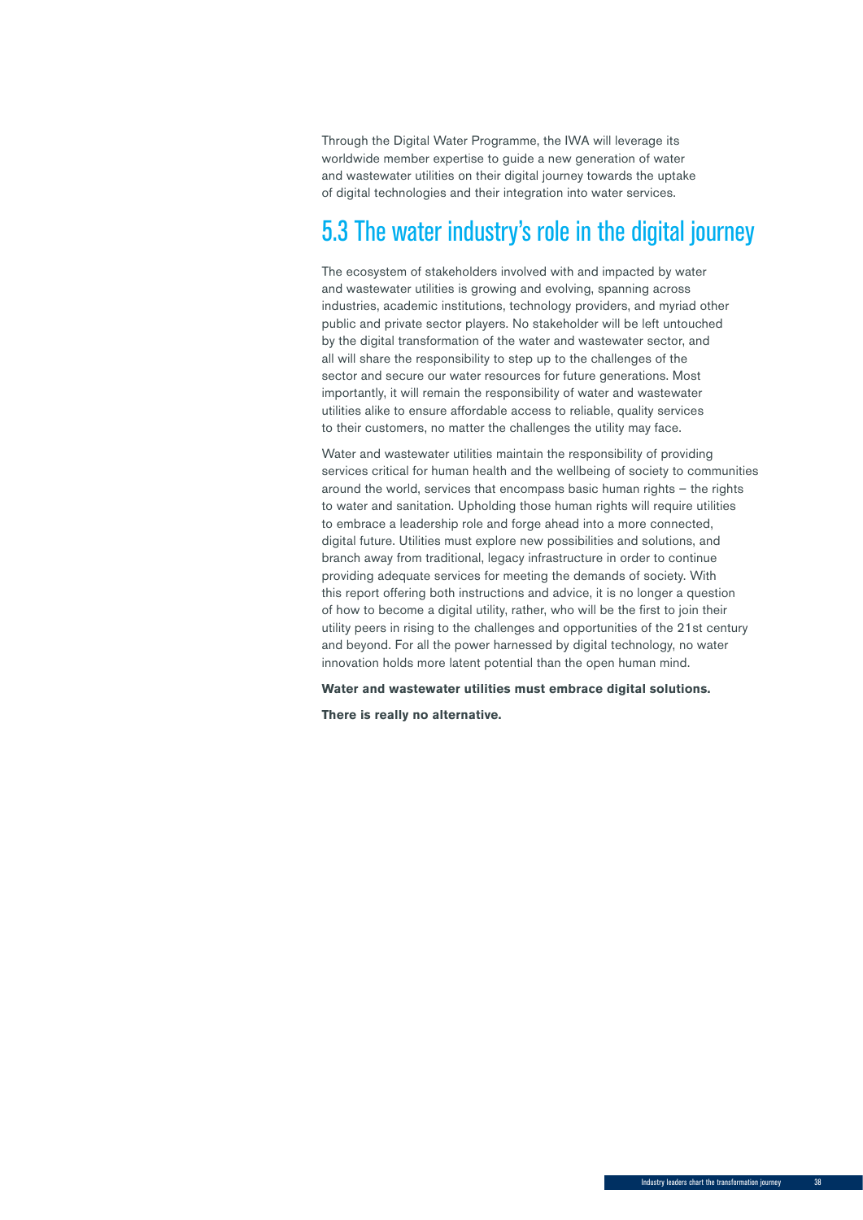Through the Digital Water Programme, the IWA will leverage its worldwide member expertise to guide a new generation of water and wastewater utilities on their digital journey towards the uptake of digital technologies and their integration into water services.

## 5.3 The water industry's role in the digital journey

The ecosystem of stakeholders involved with and impacted by water and wastewater utilities is growing and evolving, spanning across industries, academic institutions, technology providers, and myriad other public and private sector players. No stakeholder will be left untouched by the digital transformation of the water and wastewater sector, and all will share the responsibility to step up to the challenges of the sector and secure our water resources for future generations. Most importantly, it will remain the responsibility of water and wastewater utilities alike to ensure affordable access to reliable, quality services to their customers, no matter the challenges the utility may face.

Water and wastewater utilities maintain the responsibility of providing services critical for human health and the wellbeing of society to communities around the world, services that encompass basic human rights – the rights to water and sanitation. Upholding those human rights will require utilities to embrace a leadership role and forge ahead into a more connected, digital future. Utilities must explore new possibilities and solutions, and branch away from traditional, legacy infrastructure in order to continue providing adequate services for meeting the demands of society. With this report offering both instructions and advice, it is no longer a question of how to become a digital utility, rather, who will be the first to join their utility peers in rising to the challenges and opportunities of the 21st century and beyond. For all the power harnessed by digital technology, no water innovation holds more latent potential than the open human mind.

**Water and wastewater utilities must embrace digital solutions.**

**There is really no alternative.**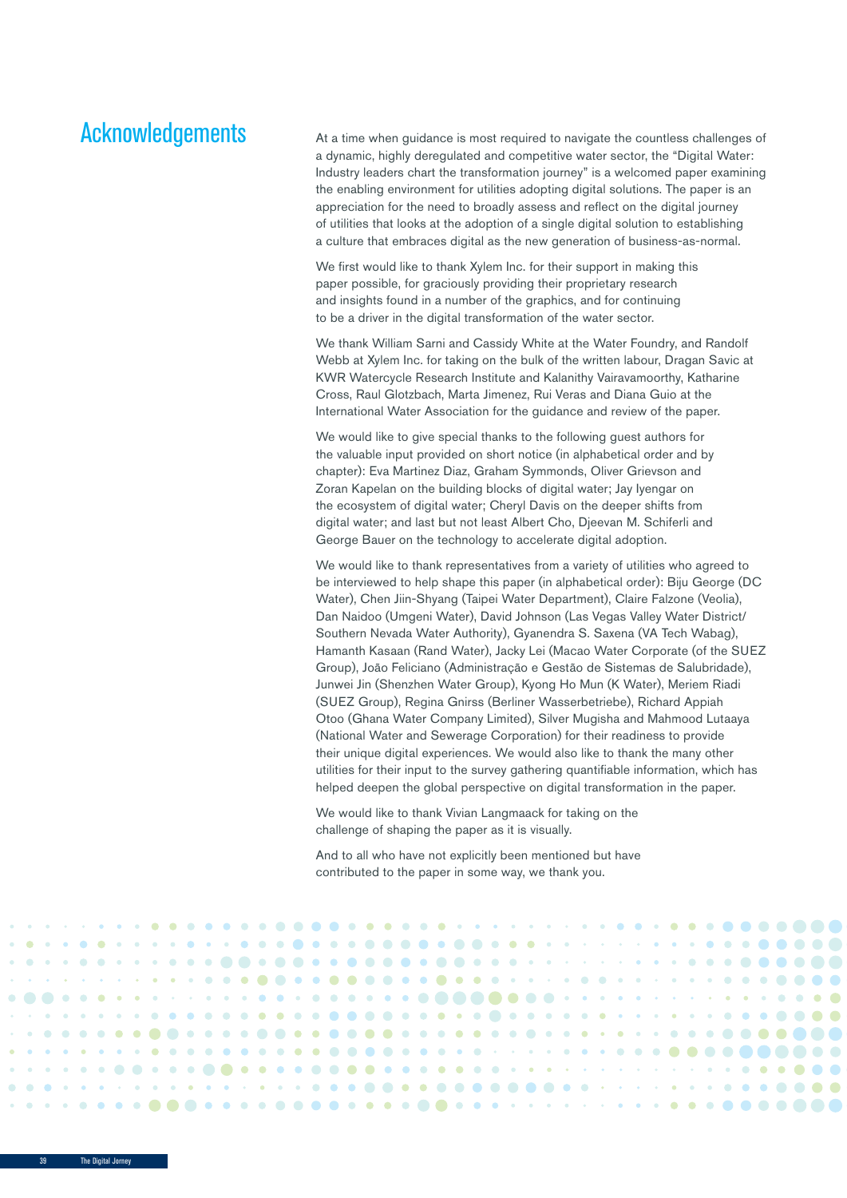# Acknowledgements

At a time when guidance is most required to navigate the countless challenges of a dynamic, highly deregulated and competitive water sector, the "Digital Water: Industry leaders chart the transformation journey" is a welcomed paper examining the enabling environment for utilities adopting digital solutions. The paper is an appreciation for the need to broadly assess and reflect on the digital journey of utilities that looks at the adoption of a single digital solution to establishing a culture that embraces digital as the new generation of business-as-normal.

We first would like to thank Xylem Inc. for their support in making this paper possible, for graciously providing their proprietary research and insights found in a number of the graphics, and for continuing to be a driver in the digital transformation of the water sector.

We thank William Sarni and Cassidy White at the Water Foundry, and Randolf Webb at Xylem Inc. for taking on the bulk of the written labour, Dragan Savic at KWR Watercycle Research Institute and Kalanithy Vairavamoorthy, Katharine Cross, Raul Glotzbach, Marta Jimenez, Rui Veras and Diana Guio at the International Water Association for the guidance and review of the paper.

We would like to give special thanks to the following guest authors for the valuable input provided on short notice (in alphabetical order and by chapter): Eva Martinez Diaz, Graham Symmonds, Oliver Grievson and Zoran Kapelan on the building blocks of digital water; Jay Iyengar on the ecosystem of digital water; Cheryl Davis on the deeper shifts from digital water; and last but not least Albert Cho, Djeevan M. Schiferli and George Bauer on the technology to accelerate digital adoption.

We would like to thank representatives from a variety of utilities who agreed to be interviewed to help shape this paper (in alphabetical order): Biju George (DC Water), Chen Jiin-Shyang (Taipei Water Department), Claire Falzone (Veolia), Dan Naidoo (Umgeni Water), David Johnson (Las Vegas Valley Water District/ Southern Nevada Water Authority), Gyanendra S. Saxena (VA Tech Wabag), Hamanth Kasaan (Rand Water), Jacky Lei (Macao Water Corporate (of the SUEZ Group), João Feliciano (Administração e Gestão de Sistemas de Salubridade), Junwei Jin (Shenzhen Water Group), Kyong Ho Mun (K Water), Meriem Riadi (SUEZ Group), Regina Gnirss (Berliner Wasserbetriebe), Richard Appiah Otoo (Ghana Water Company Limited), Silver Mugisha and Mahmood Lutaaya (National Water and Sewerage Corporation) for their readiness to provide their unique digital experiences. We would also like to thank the many other utilities for their input to the survey gathering quantifiable information, which has helped deepen the global perspective on digital transformation in the paper.

We would like to thank Vivian Langmaack for taking on the challenge of shaping the paper as it is visually.

And to all who have not explicitly been mentioned but have contributed to the paper in some way, we thank you.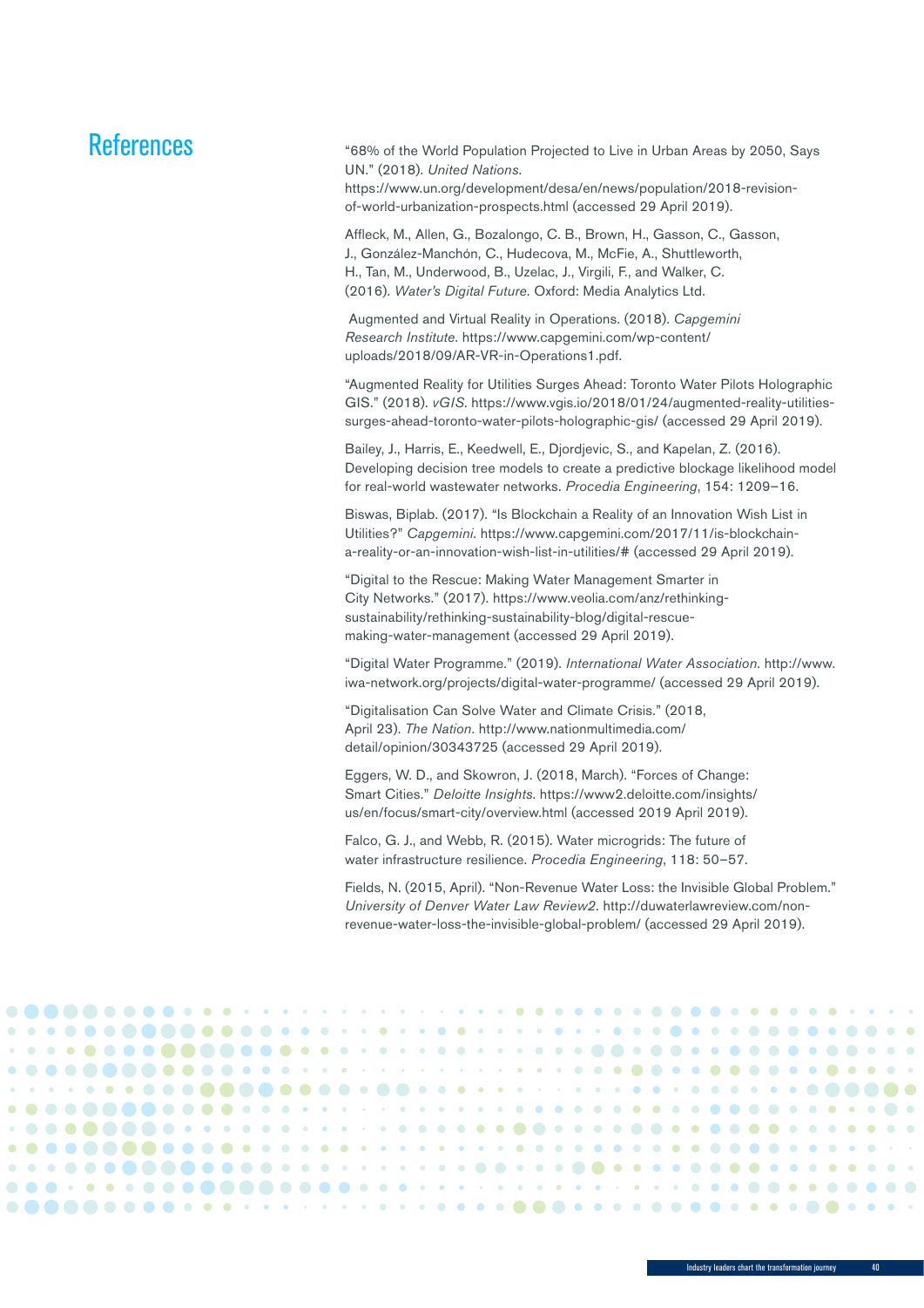# References

"68% of the World Population Projected to Live in Urban Areas by 2050, Says UN." (2018). *United Nations*. https://www.un.org/development/desa/en/news/population/2018-revision-of-world-urbanization-prospects.html (accessed 29 April 2019).

Affleck, M., Allen, G., Bozalongo, C. B., Brown, H., Gasson, C., Gasson, J., González-Manchón, C., Hudecova, M., McFie, A., Shuttleworth, H., Tan, M., Underwood, B., Uzelac, J., Virgili, F., and Walker, C. (2016). *Water's Digital Future*. Oxford: Media Analytics Ltd.

Augmented and Virtual Reality in Operations. (2018). *Capgemini Research Institute*. https://www.capgemini.com/wp-content/uploads/2018/09/AR-VR-in-Operations1.pdf.

"Augmented Reality for Utilities Surges Ahead: Toronto Water Pilots Holographic GIS." (2018). *vGIS*. https://www.vgis.io/2018/01/24/augmented-reality-utilities-surges-ahead-toronto-water-pilots-holographic-gis/ (accessed 29 April 2019).

Bailey, J., Harris, E., Keedwell, E., Djordjevic, S., and Kapelan, Z. (2016). Developing decision tree models to create a predictive blockage likelihood model for real-world wastewater networks. *Procedia Engineering*, 154: 1209–16.

Biswas, Biplab. (2017). "Is Blockchain a Reality of an Innovation Wish List in Utilities?" *Capgemini*. https://www.capgemini.com/2017/11/is-blockchain-a-reality-or-an-innovation-wish-list-in-utilities/# (accessed 29 April 2019).

"Digital to the Rescue: Making Water Management Smarter in City Networks." (2017). https://www.veolia.com/anz/rethinking-sustainability/rethinking-sustainability-blog/digital-rescue-making-water-management (accessed 29 April 2019).

"Digital Water Programme." (2019). *International Water Association*. http://www.iwa-network.org/projects/digital-water-programme/ (accessed 29 April 2019).

"Digitalisation Can Solve Water and Climate Crisis." (2018, April 23). *The Nation*. http://www.nationmultimedia.com/detail/opinion/30343725 (accessed 29 April 2019).

Eggers, W. D., and Skowron, J. (2018, March). "Forces of Change: Smart Cities." *Deloitte Insights*. https://www2.deloitte.com/insights/us/en/focus/smart-city/overview.html (accessed 2019 April 2019).

Falco, G. J., and Webb, R. (2015). Water microgrids: The future of water infrastructure resilience. *Procedia Engineering*, 118: 50–57.

Fields, N. (2015, April). "Non-Revenue Water Loss: the Invisible Global Problem." *University of Denver Water Law Review2*. http://duwaterlawreview.com/non-revenue-water-loss-the-invisible-global-problem/ (accessed 29 April 2019).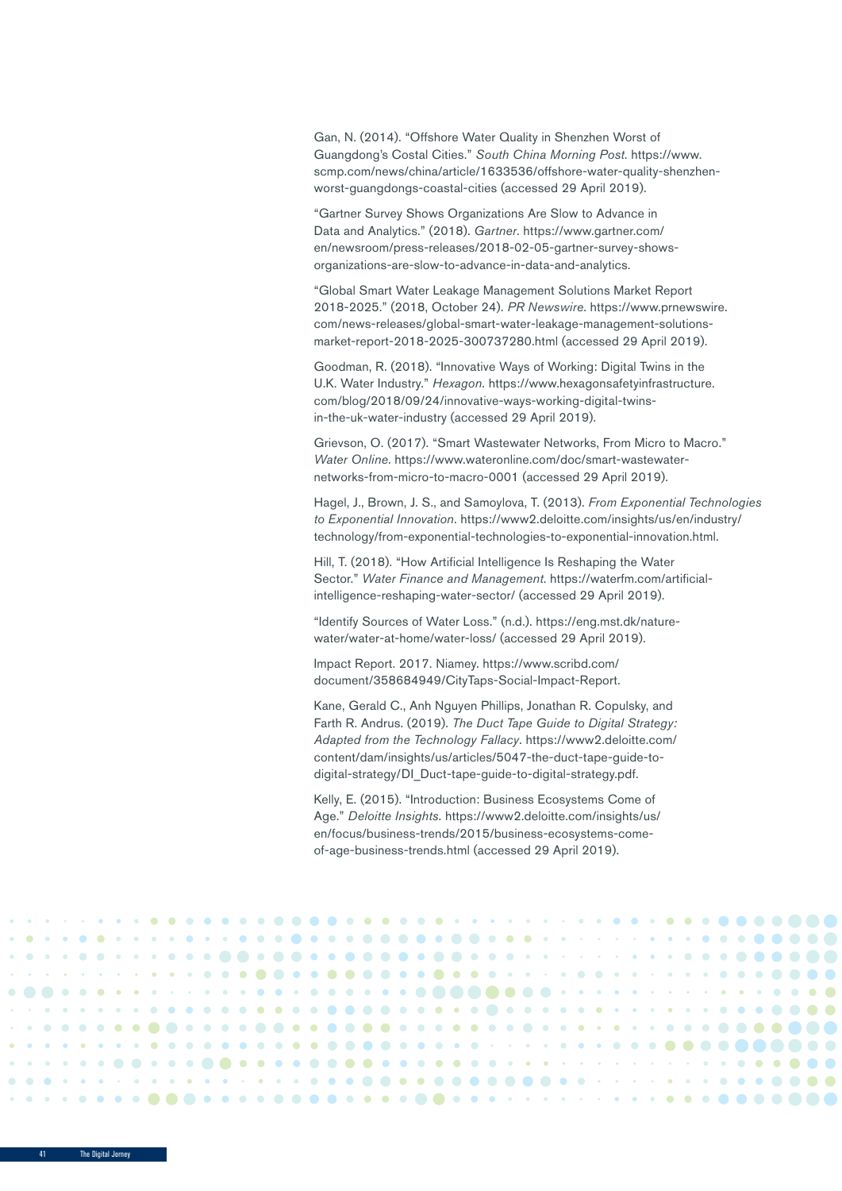Gan, N. (2014). "Offshore Water Quality in Shenzhen Worst of Guangdong's Costal Cities." *South China Morning Post*. https://www.scmp.com/news/china/article/1633536/offshore-water-quality-shenzhen-worst-guangdongs-coastal-cities (accessed 29 April 2019).

"Gartner Survey Shows Organizations Are Slow to Advance in Data and Analytics." (2018). *Gartner*. https://www.gartner.com/en/newsroom/press-releases/2018-02-05-gartner-survey-shows-organizations-are-slow-to-advance-in-data-and-analytics.

"Global Smart Water Leakage Management Solutions Market Report 2018-2025." (2018, October 24). *PR Newswire*. https://www.prnewswire.com/news-releases/global-smart-water-leakage-management-solutions-market-report-2018-2025-300737280.html (accessed 29 April 2019).

Goodman, R. (2018). "Innovative Ways of Working: Digital Twins in the U.K. Water Industry." *Hexagon*. https://www.hexagonsafetyinfrastructure.com/blog/2018/09/24/innovative-ways-working-digital-twins-in-the-uk-water-industry (accessed 29 April 2019).

Grievson, O. (2017). "Smart Wastewater Networks, From Micro to Macro." *Water Online*. https://www.wateronline.com/doc/smart-wastewater-networks-from-micro-to-macro-0001 (accessed 29 April 2019).

Hagel, J., Brown, J. S., and Samoylova, T. (2013). *From Exponential Technologies to Exponential Innovation*. https://www2.deloitte.com/insights/us/en/industry/technology/from-exponential-technologies-to-exponential-innovation.html.

Hill, T. (2018). "How Artificial Intelligence Is Reshaping the Water Sector." *Water Finance and Management*. https://waterfm.com/artificial-intelligence-reshaping-water-sector/ (accessed 29 April 2019).

"Identify Sources of Water Loss." (n.d.). https://eng.mst.dk/nature-water/water-at-home/water-loss/ (accessed 29 April 2019).

Impact Report. 2017. Niamey. https://www.scribd.com/document/358684949/CityTaps-Social-Impact-Report.

Kane, Gerald C., Anh Nguyen Phillips, Jonathan R. Copulsky, and Farth R. Andrus. (2019). *The Duct Tape Guide to Digital Strategy: Adapted from the Technology Fallacy*. https://www2.deloitte.com/content/dam/insights/us/articles/5047-the-duct-tape-guide-to-digital-strategy/DI_Duct-tape-guide-to-digital-strategy.pdf.

Kelly, E. (2015). "Introduction: Business Ecosystems Come of Age." *Deloitte Insights*. https://www2.deloitte.com/insights/us/en/focus/business-trends/2015/business-ecosystems-come-of-age-business-trends.html (accessed 29 April 2019).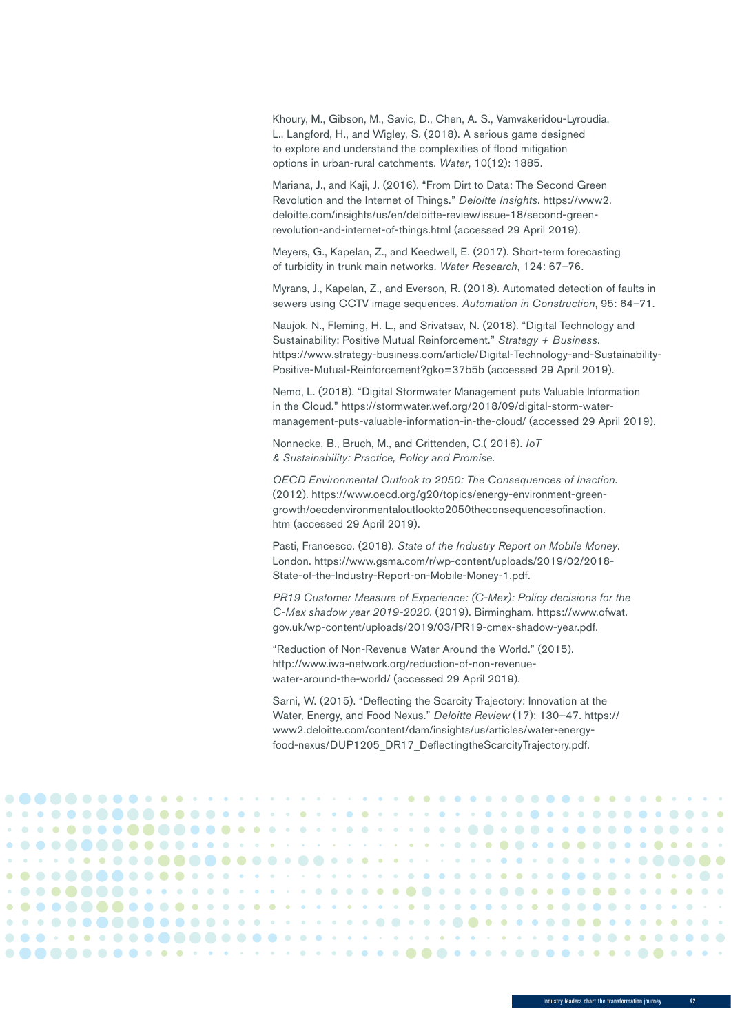Khoury, M., Gibson, M., Savic, D., Chen, A. S., Vamvakeridou-Lyroudia, L., Langford, H., and Wigley, S. (2018). A serious game designed to explore and understand the complexities of flood mitigation options in urban-rural catchments. *Water*, 10(12): 1885.

Mariana, J., and Kaji, J. (2016). "From Dirt to Data: The Second Green Revolution and the Internet of Things." *Deloitte Insights*. https://www2.deloitte.com/insights/us/en/deloitte-review/issue-18/second-green-revolution-and-internet-of-things.html (accessed 29 April 2019).

Meyers, G., Kapelan, Z., and Keedwell, E. (2017). Short-term forecasting of turbidity in trunk main networks. *Water Research*, 124: 67–76.

Myrans, J., Kapelan, Z., and Everson, R. (2018). Automated detection of faults in sewers using CCTV image sequences. *Automation in Construction*, 95: 64–71.

Naujok, N., Fleming, H. L., and Srivatsav, N. (2018). "Digital Technology and Sustainability: Positive Mutual Reinforcement." *Strategy + Business*. https://www.strategy-business.com/article/Digital-Technology-and-Sustainability-Positive-Mutual-Reinforcement?gko=37b5b (accessed 29 April 2019).

Nemo, L. (2018). "Digital Stormwater Management puts Valuable Information in the Cloud." https://stormwater.wef.org/2018/09/digital-storm-water-management-puts-valuable-information-in-the-cloud/ (accessed 29 April 2019).

Nonnecke, B., Bruch, M., and Crittenden, C.( 2016). *IoT & Sustainability: Practice, Policy and Promise*.

*OECD Environmental Outlook to 2050: The Consequences of Inaction*. (2012). https://www.oecd.org/g20/topics/energy-environment-green-growth/oecdenvironmentaloutlookto2050theconsequencesofinaction.htm (accessed 29 April 2019).

Pasti, Francesco. (2018). *State of the Industry Report on Mobile Money*. London. https://www.gsma.com/r/wp-content/uploads/2019/02/2018-State-of-the-Industry-Report-on-Mobile-Money-1.pdf.

*PR19 Customer Measure of Experience: (C-Mex): Policy decisions for the C-Mex shadow year 2019-2020*. (2019). Birmingham. https://www.ofwat.gov.uk/wp-content/uploads/2019/03/PR19-cmex-shadow-year.pdf.

"Reduction of Non-Revenue Water Around the World." (2015). http://www.iwa-network.org/reduction-of-non-revenue-water-around-the-world/ (accessed 29 April 2019).

Sarni, W. (2015). "Deflecting the Scarcity Trajectory: Innovation at the Water, Energy, and Food Nexus." *Deloitte Review* (17): 130–47. https://www2.deloitte.com/content/dam/insights/us/articles/water-energy-food-nexus/DUP1205_DR17_DeflectingtheScarcityTrajectory.pdf.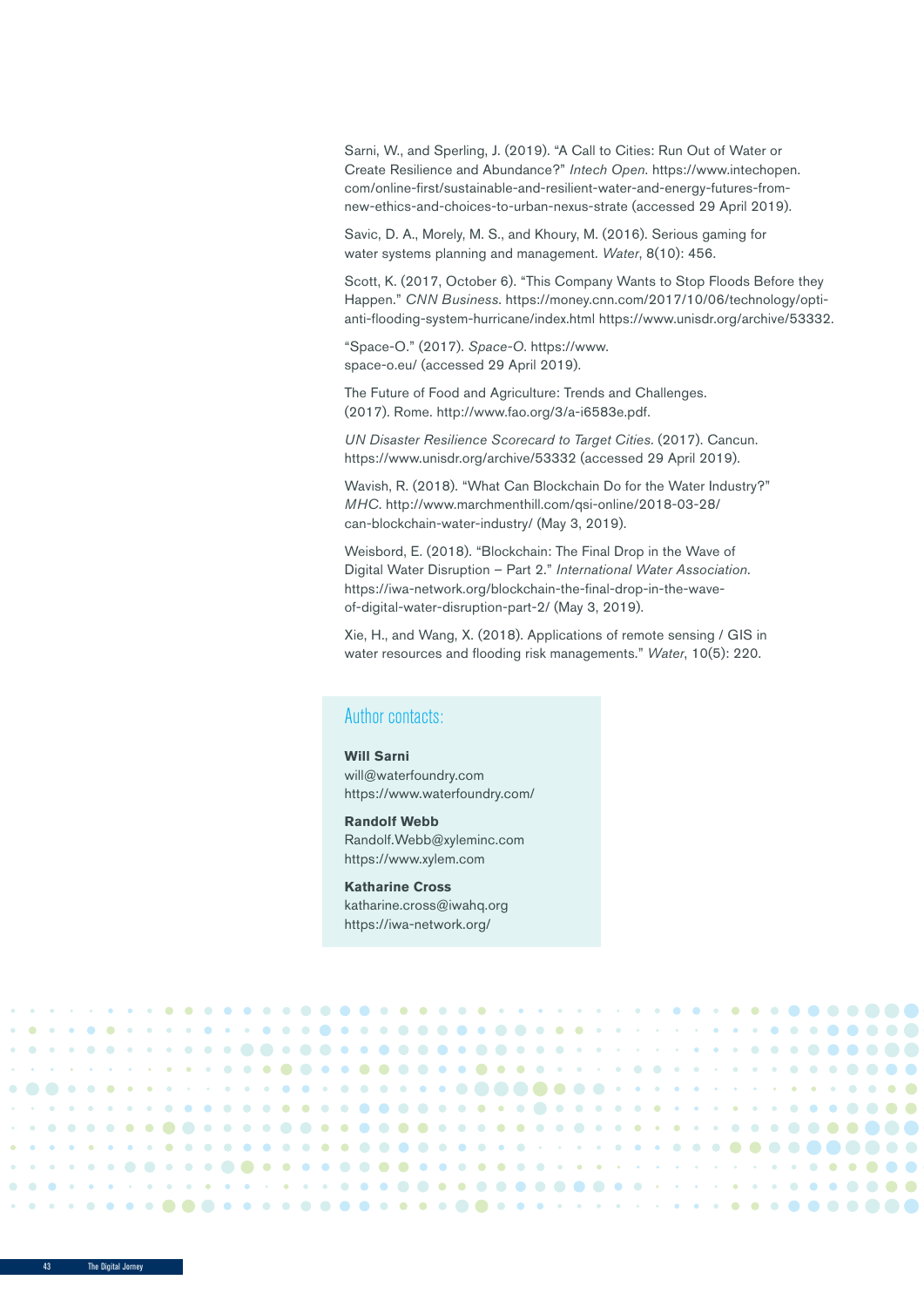Sarni, W., and Sperling, J. (2019). "A Call to Cities: Run Out of Water or Create Resilience and Abundance?" *Intech Open.* https://www.intechopen.com/online-first/sustainable-and-resilient-water-and-energy-futures-from-new-ethics-and-choices-to-urban-nexus-strate (accessed 29 April 2019).

Savic, D. A., Morely, M. S., and Khoury, M. (2016). Serious gaming for water systems planning and management. *Water*, 8(10): 456.

Scott, K. (2017, October 6). "This Company Wants to Stop Floods Before they Happen." *CNN Business.* https://money.cnn.com/2017/10/06/technology/opti-anti-flooding-system-hurricane/index.html https://www.unisdr.org/archive/53332.

"Space-O." (2017). *Space-O.* https://www.space-o.eu/ (accessed 29 April 2019).

The Future of Food and Agriculture: Trends and Challenges. (2017). Rome. http://www.fao.org/3/a-i6583e.pdf.

*UN Disaster Resilience Scorecard to Target Cities.* (2017). Cancun. https://www.unisdr.org/archive/53332 (accessed 29 April 2019).

Wavish, R. (2018). "What Can Blockchain Do for the Water Industry?" *MHC.* http://www.marchmenthill.com/qsi-online/2018-03-28/can-blockchain-water-industry/ (May 3, 2019).

Weisbord, E. (2018). "Blockchain: The Final Drop in the Wave of Digital Water Disruption – Part 2." *International Water Association.* https://iwa-network.org/blockchain-the-final-drop-in-the-wave-of-digital-water-disruption-part-2/ (May 3, 2019).

Xie, H., and Wang, X. (2018). Applications of remote sensing / GIS in water resources and flooding risk managements." *Water*, 10(5): 220.

## Author contacts:

**Will Sarni**
will@waterfoundry.com
https://www.waterfoundry.com/

**Randolf Webb**
Randolf.Webb@xyleminc.com
https://www.xylem.com

**Katharine Cross**
katharine.cross@iwahq.org
https://iwa-network.org/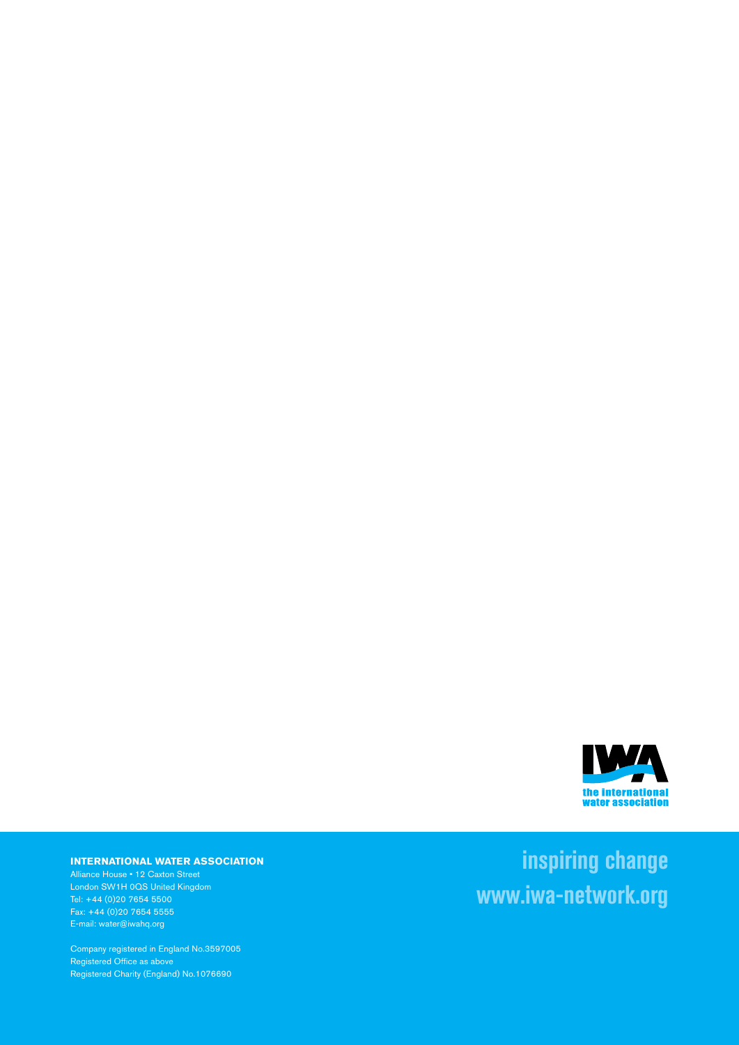the international water association

**INTERNATIONAL WATER ASSOCIATION**

Alliance House • 12 Caxton Street
London SW1H 0QS United Kingdom
Tel: +44 (0)20 7654 5500
Fax: +44 (0)20 7654 5555
E-mail: water@iwahq.org

Company registered in England No.3597005
Registered Office as above
Registered Charity (England) No.1076690

**inspiring change**
**www.iwa-network.org**